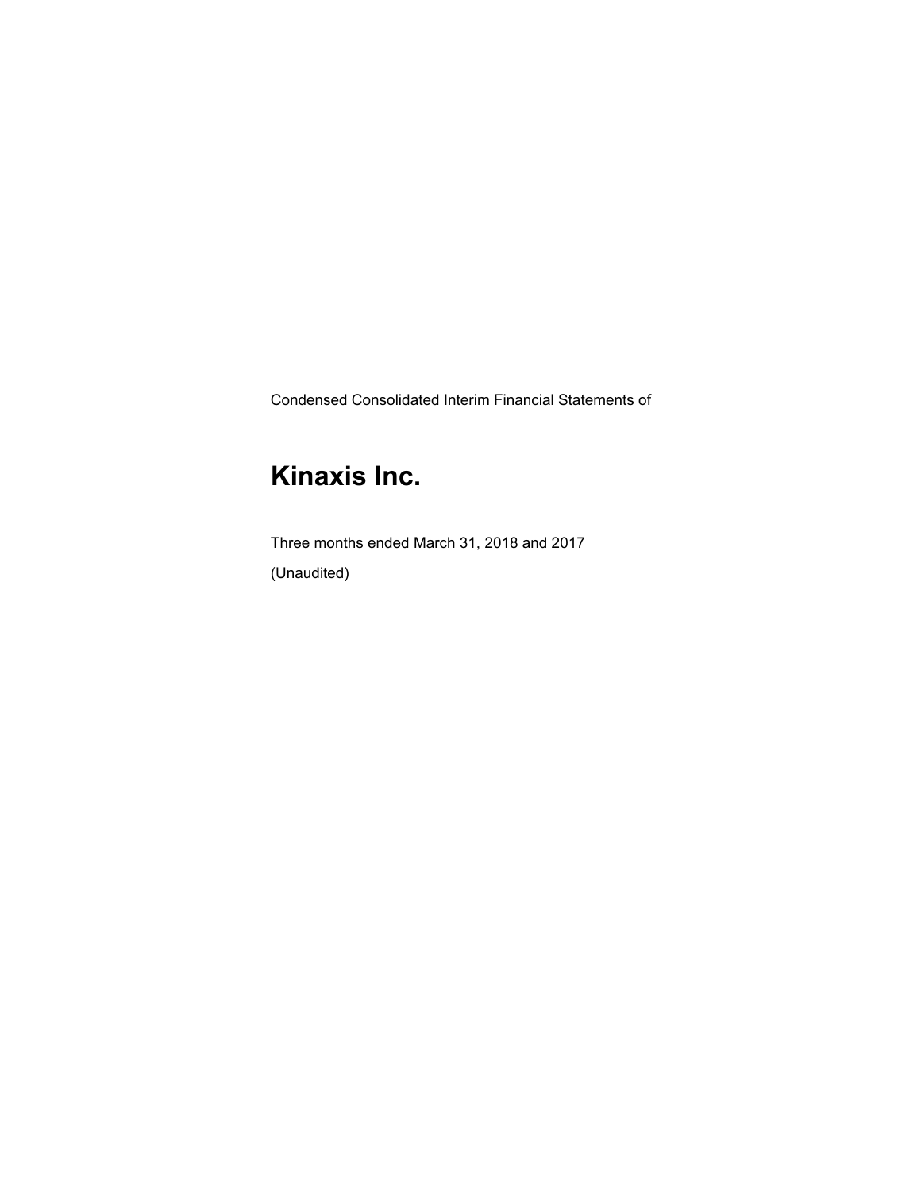Condensed Consolidated Interim Financial Statements of

# Kinaxis Inc.

Three months ended March 31, 2018 and 2017

(Unaudited)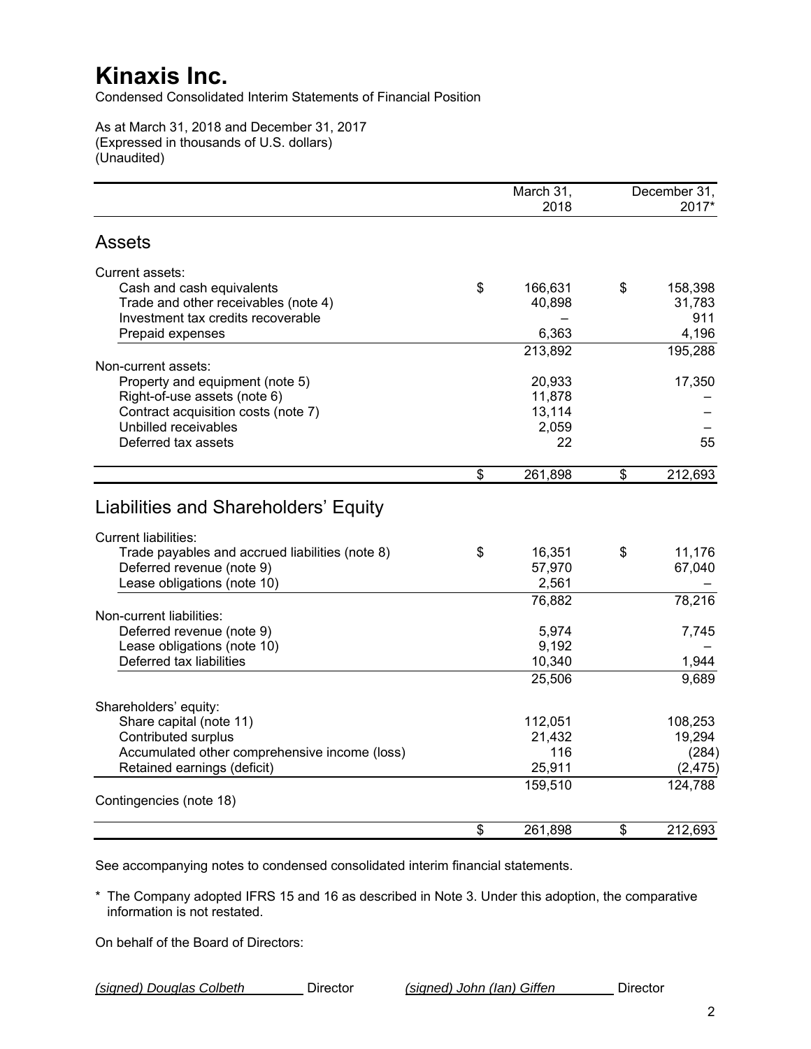# Kinaxis Inc.

Condensed Consolidated Interim Statements of Financial Position

As at March 31, 2018 and December 31, 2017
(Expressed in thousands of U.S. dollars)
(Unaudited)

| | March 31, 2018 | December 31, 2017* |
|---|---|---|
| **Assets** | | |
| Current assets: | | |
| Cash and cash equivalents | $ 166,631 | $ 158,398 |
| Trade and other receivables (note 4) | 40,898 | 31,783 |
| Investment tax credits recoverable | – | 911 |
| Prepaid expenses | 6,363 | 4,196 |
| | 213,892 | 195,288 |
| Non-current assets: | | |
| Property and equipment (note 5) | 20,933 | 17,350 |
| Right-of-use assets (note 6) | 11,878 | – |
| Contract acquisition costs (note 7) | 13,114 | – |
| Unbilled receivables | 2,059 | – |
| Deferred tax assets | 22 | 55 |
| | $ 261,898 | $ 212,693 |
| **Liabilities and Shareholders' Equity** | | |
| Current liabilities: | | |
| Trade payables and accrued liabilities (note 8) | $ 16,351 | $ 11,176 |
| Deferred revenue (note 9) | 57,970 | 67,040 |
| Lease obligations (note 10) | 2,561 | – |
| | 76,882 | 78,216 |
| Non-current liabilities: | | |
| Deferred revenue (note 9) | 5,974 | 7,745 |
| Lease obligations (note 10) | 9,192 | – |
| Deferred tax liabilities | 10,340 | 1,944 |
| | 25,506 | 9,689 |
| Shareholders' equity: | | |
| Share capital (note 11) | 112,051 | 108,253 |
| Contributed surplus | 21,432 | 19,294 |
| Accumulated other comprehensive income (loss) | 116 | (284) |
| Retained earnings (deficit) | 25,911 | (2,475) |
| | 159,510 | 124,788 |
| Contingencies (note 18) | | |
| | $ 261,898 | $ 212,693 |

See accompanying notes to condensed consolidated interim financial statements.

\* The Company adopted IFRS 15 and 16 as described in Note 3. Under this adoption, the comparative information is not restated.

On behalf of the Board of Directors:

*(signed) Douglas Colbeth* Director *(signed) John (Ian) Giffen* Director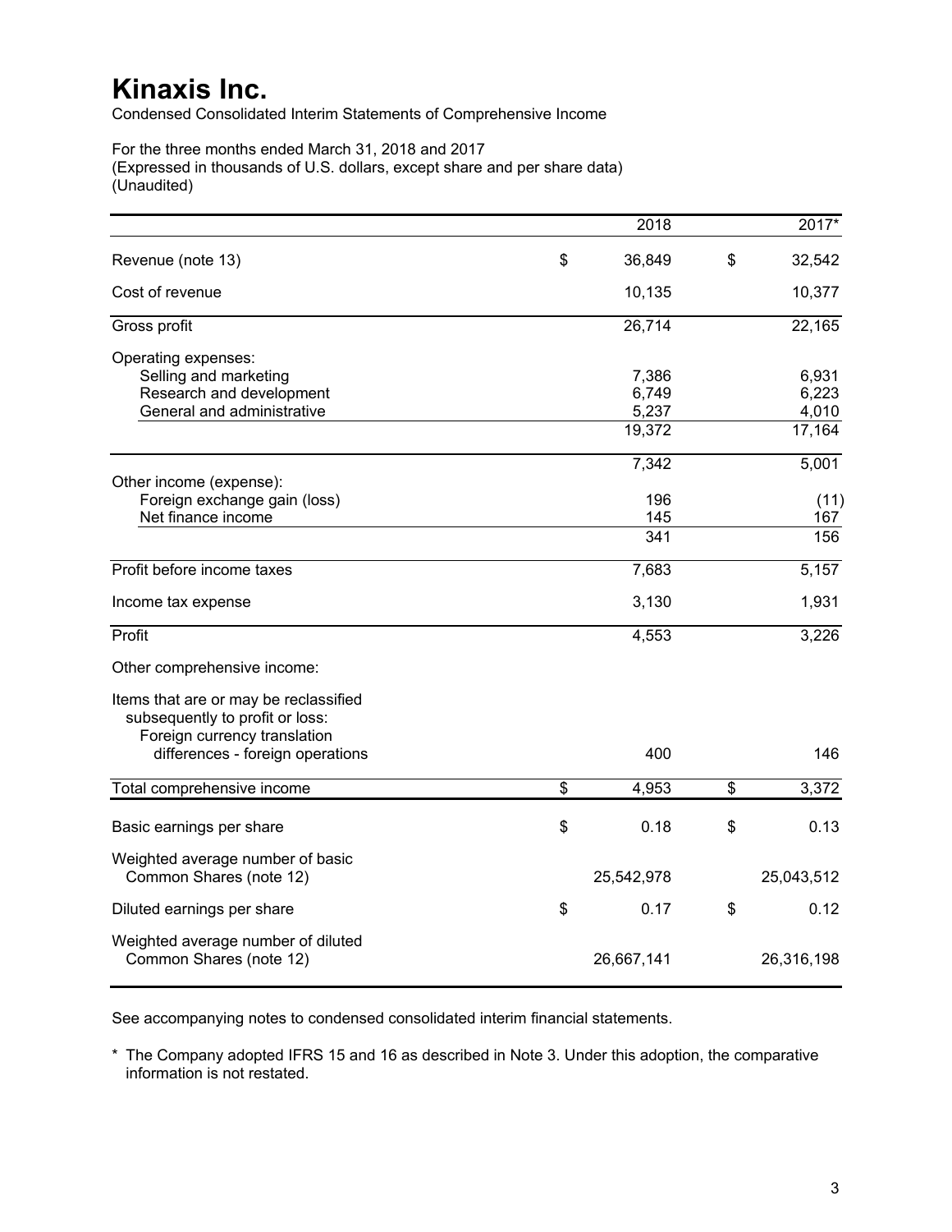# Kinaxis Inc.

Condensed Consolidated Interim Statements of Comprehensive Income

For the three months ended March 31, 2018 and 2017
(Expressed in thousands of U.S. dollars, except share and per share data)
(Unaudited)

| | 2018 | 2017* |
|---|---|---|
| Revenue (note 13) | $ 36,849 | $ 32,542 |
| Cost of revenue | 10,135 | 10,377 |
| Gross profit | 26,714 | 22,165 |
| Operating expenses: | | |
| Selling and marketing | 7,386 | 6,931 |
| Research and development | 6,749 | 6,223 |
| General and administrative | 5,237 | 4,010 |
| | 19,372 | 17,164 |
| | 7,342 | 5,001 |
| Other income (expense): | | |
| Foreign exchange gain (loss) | 196 | (11) |
| Net finance income | 145 | 167 |
| | 341 | 156 |
| Profit before income taxes | 7,683 | 5,157 |
| Income tax expense | 3,130 | 1,931 |
| Profit | 4,553 | 3,226 |
| Other comprehensive income: | | |
| Items that are or may be reclassified subsequently to profit or loss: Foreign currency translation differences - foreign operations | 400 | 146 |
| Total comprehensive income | $ 4,953 | $ 3,372 |
| Basic earnings per share | $ 0.18 | $ 0.13 |
| Weighted average number of basic Common Shares (note 12) | 25,542,978 | 25,043,512 |
| Diluted earnings per share | $ 0.17 | $ 0.12 |
| Weighted average number of diluted Common Shares (note 12) | 26,667,141 | 26,316,198 |

See accompanying notes to condensed consolidated interim financial statements.

* The Company adopted IFRS 15 and 16 as described in Note 3. Under this adoption, the comparative information is not restated.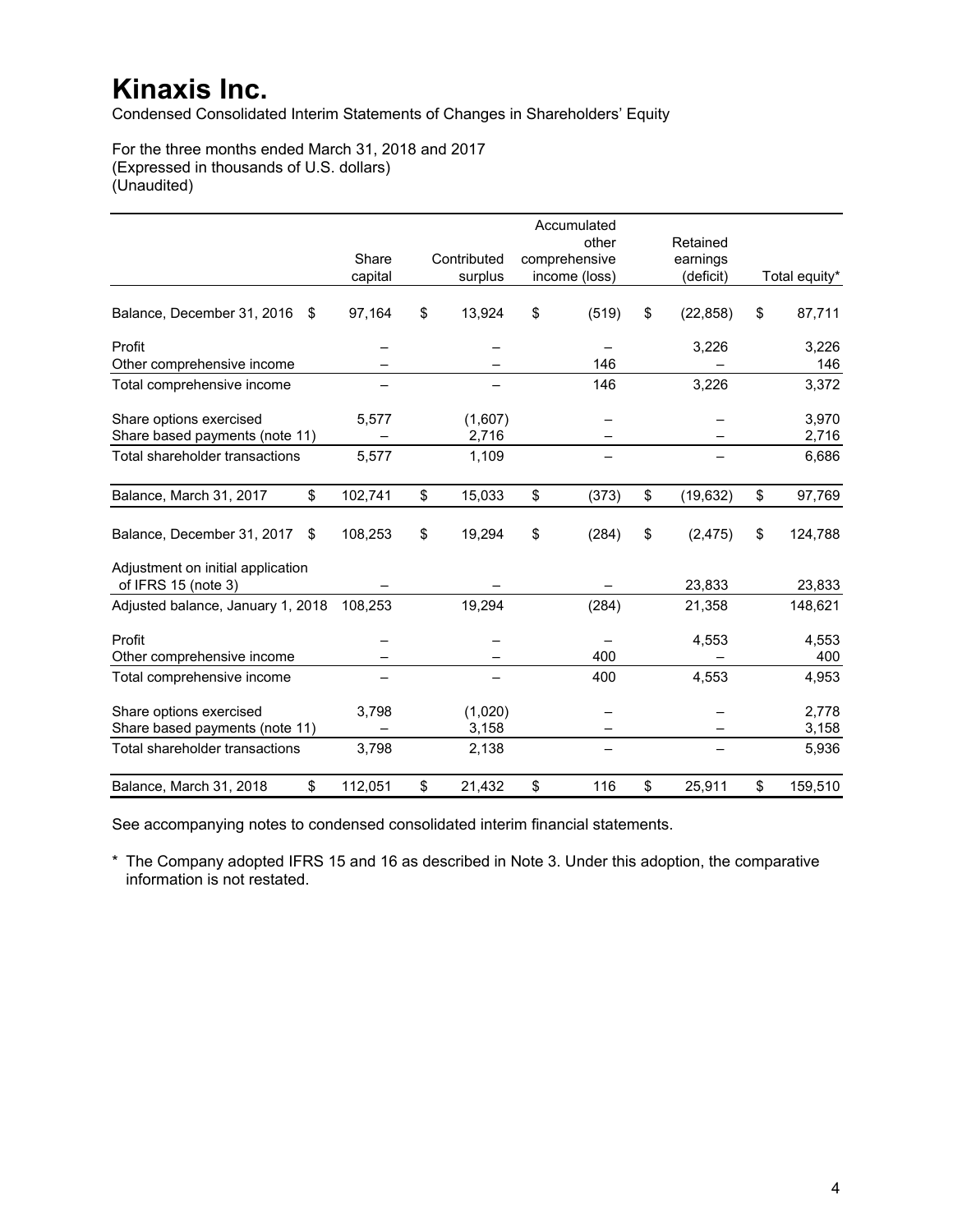# Kinaxis Inc.

Condensed Consolidated Interim Statements of Changes in Shareholders' Equity

For the three months ended March 31, 2018 and 2017
(Expressed in thousands of U.S. dollars)
(Unaudited)

| | Share capital | Contributed surplus | Accumulated other comprehensive income (loss) | Retained earnings (deficit) | Total equity* |
|---|---|---|---|---|---|
| Balance, December 31, 2016 | $ 97,164 | $ 13,924 | $ (519) | $ (22,858) | $ 87,711 |
| Profit | – | – | – | 3,226 | 3,226 |
| Other comprehensive income | – | – | 146 | – | 146 |
| Total comprehensive income | – | – | 146 | 3,226 | 3,372 |
| Share options exercised | 5,577 | (1,607) | – | – | 3,970 |
| Share based payments (note 11) | – | 2,716 | – | – | 2,716 |
| Total shareholder transactions | 5,577 | 1,109 | – | – | 6,686 |
| Balance, March 31, 2017 | $ 102,741 | $ 15,033 | $ (373) | $ (19,632) | $ 97,769 |
| Balance, December 31, 2017 | $ 108,253 | $ 19,294 | $ (284) | $ (2,475) | $ 124,788 |
| Adjustment on initial application of IFRS 15 (note 3) | – | – | – | 23,833 | 23,833 |
| Adjusted balance, January 1, 2018 | 108,253 | 19,294 | (284) | 21,358 | 148,621 |
| Profit | – | – | – | 4,553 | 4,553 |
| Other comprehensive income | – | – | 400 | – | 400 |
| Total comprehensive income | – | – | 400 | 4,553 | 4,953 |
| Share options exercised | 3,798 | (1,020) | – | – | 2,778 |
| Share based payments (note 11) | – | 3,158 | – | – | 3,158 |
| Total shareholder transactions | 3,798 | 2,138 | – | – | 5,936 |
| Balance, March 31, 2018 | $ 112,051 | $ 21,432 | $ 116 | $ 25,911 | $ 159,510 |

See accompanying notes to condensed consolidated interim financial statements.

* The Company adopted IFRS 15 and 16 as described in Note 3. Under this adoption, the comparative information is not restated.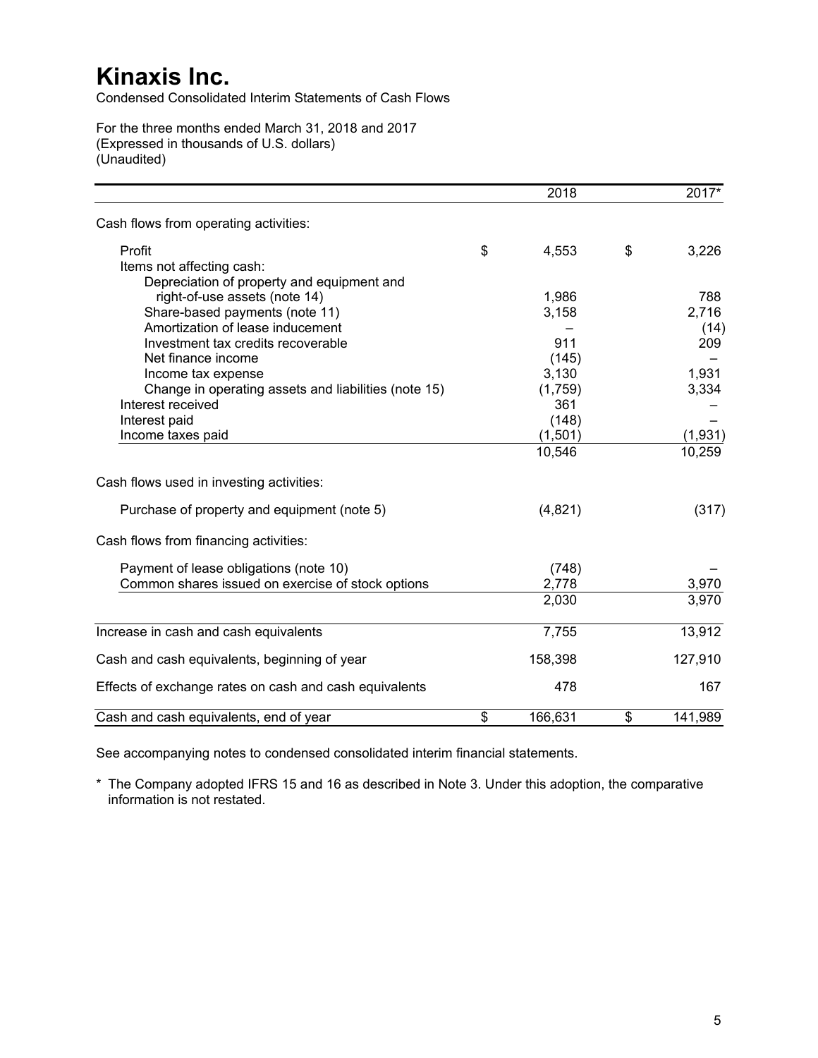# Kinaxis Inc.

Condensed Consolidated Interim Statements of Cash Flows

For the three months ended March 31, 2018 and 2017
(Expressed in thousands of U.S. dollars)
(Unaudited)

| | 2018 | 2017* |
|---|---|---|
| Cash flows from operating activities: | | |
| Profit | $ 4,553 | $ 3,226 |
| Items not affecting cash: | | |
| Depreciation of property and equipment and right-of-use assets (note 14) | 1,986 | 788 |
| Share-based payments (note 11) | 3,158 | 2,716 |
| Amortization of lease inducement | – | (14) |
| Investment tax credits recoverable | 911 | 209 |
| Net finance income | (145) | – |
| Income tax expense | 3,130 | 1,931 |
| Change in operating assets and liabilities (note 15) | (1,759) | 3,334 |
| Interest received | 361 | – |
| Interest paid | (148) | – |
| Income taxes paid | (1,501) | (1,931) |
| | 10,546 | 10,259 |
| Cash flows used in investing activities: | | |
| Purchase of property and equipment (note 5) | (4,821) | (317) |
| Cash flows from financing activities: | | |
| Payment of lease obligations (note 10) | (748) | – |
| Common shares issued on exercise of stock options | 2,778 | 3,970 |
| | 2,030 | 3,970 |
| Increase in cash and cash equivalents | 7,755 | 13,912 |
| Cash and cash equivalents, beginning of year | 158,398 | 127,910 |
| Effects of exchange rates on cash and cash equivalents | 478 | 167 |
| Cash and cash equivalents, end of year | $ 166,631 | $ 141,989 |

See accompanying notes to condensed consolidated interim financial statements.

\* The Company adopted IFRS 15 and 16 as described in Note 3. Under this adoption, the comparative information is not restated.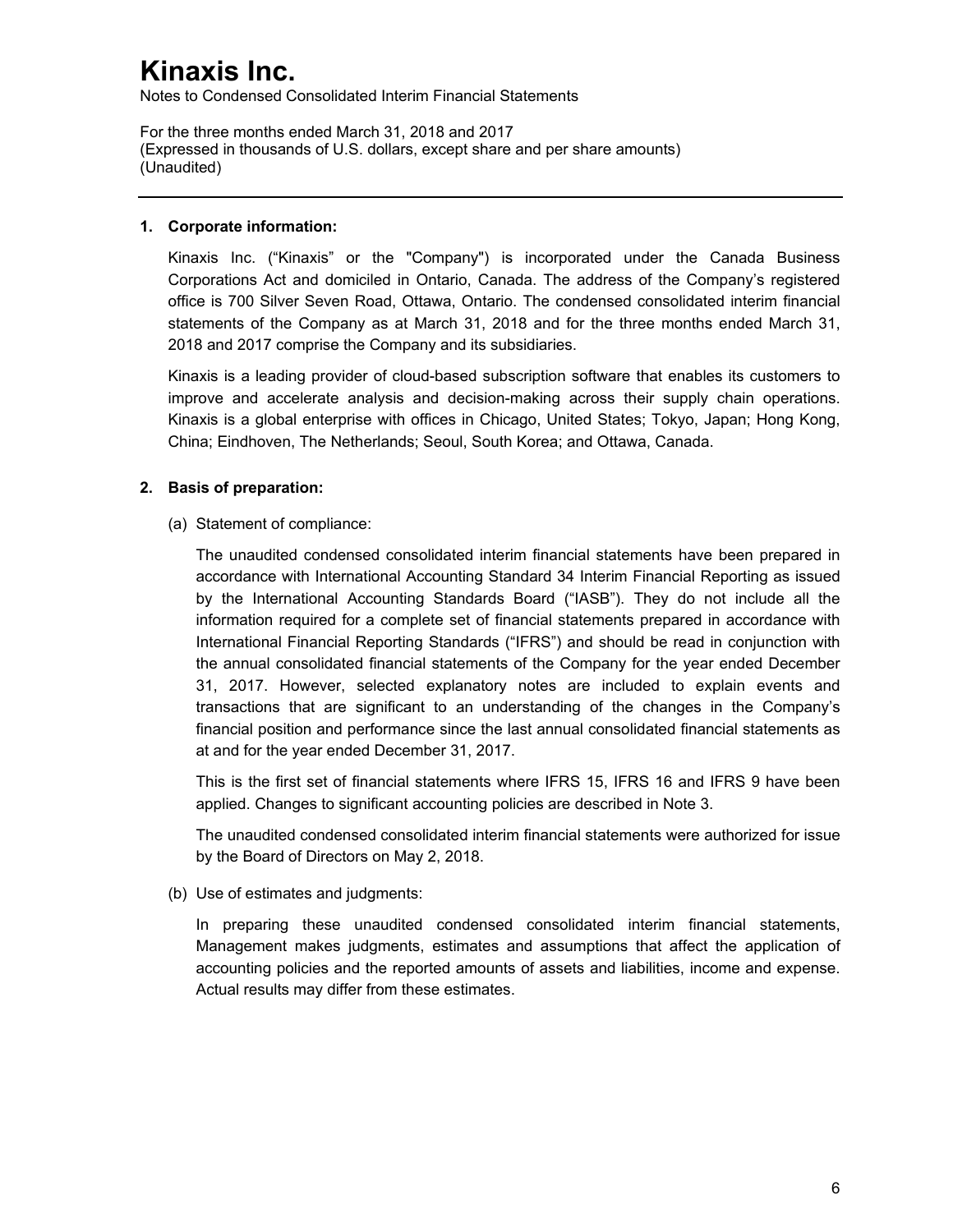# Kinaxis Inc.

Notes to Condensed Consolidated Interim Financial Statements

For the three months ended March 31, 2018 and 2017
(Expressed in thousands of U.S. dollars, except share and per share amounts)
(Unaudited)

---

**1. Corporate information:**

Kinaxis Inc. ("Kinaxis" or the "Company") is incorporated under the Canada Business Corporations Act and domiciled in Ontario, Canada. The address of the Company's registered office is 700 Silver Seven Road, Ottawa, Ontario. The condensed consolidated interim financial statements of the Company as at March 31, 2018 and for the three months ended March 31, 2018 and 2017 comprise the Company and its subsidiaries.

Kinaxis is a leading provider of cloud-based subscription software that enables its customers to improve and accelerate analysis and decision-making across their supply chain operations. Kinaxis is a global enterprise with offices in Chicago, United States; Tokyo, Japan; Hong Kong, China; Eindhoven, The Netherlands; Seoul, South Korea; and Ottawa, Canada.

**2. Basis of preparation:**

(a) Statement of compliance:

The unaudited condensed consolidated interim financial statements have been prepared in accordance with International Accounting Standard 34 Interim Financial Reporting as issued by the International Accounting Standards Board ("IASB"). They do not include all the information required for a complete set of financial statements prepared in accordance with International Financial Reporting Standards ("IFRS") and should be read in conjunction with the annual consolidated financial statements of the Company for the year ended December 31, 2017. However, selected explanatory notes are included to explain events and transactions that are significant to an understanding of the changes in the Company's financial position and performance since the last annual consolidated financial statements as at and for the year ended December 31, 2017.

This is the first set of financial statements where IFRS 15, IFRS 16 and IFRS 9 have been applied. Changes to significant accounting policies are described in Note 3.

The unaudited condensed consolidated interim financial statements were authorized for issue by the Board of Directors on May 2, 2018.

(b) Use of estimates and judgments:

In preparing these unaudited condensed consolidated interim financial statements, Management makes judgments, estimates and assumptions that affect the application of accounting policies and the reported amounts of assets and liabilities, income and expense. Actual results may differ from these estimates.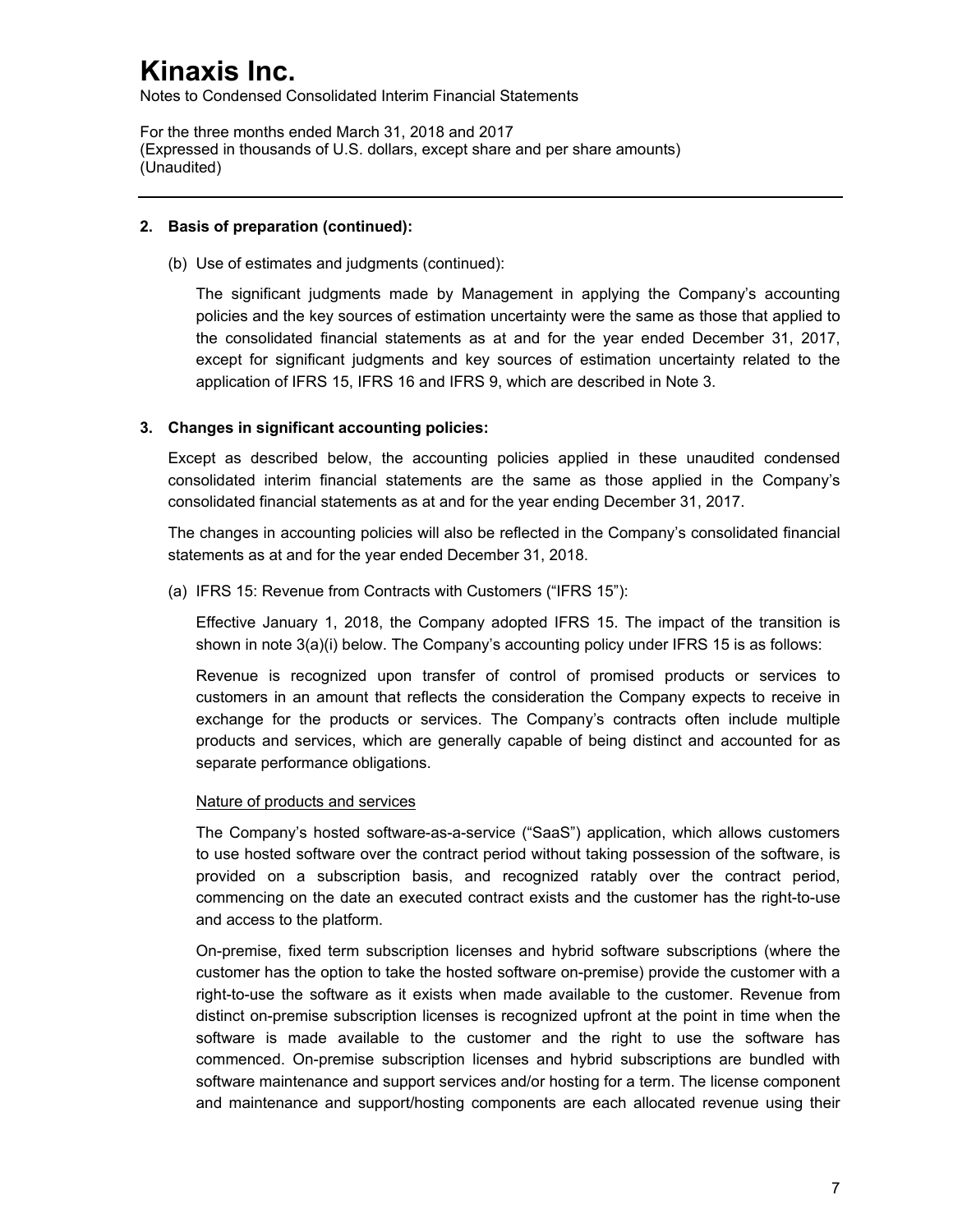# Kinaxis Inc.

Notes to Condensed Consolidated Interim Financial Statements

For the three months ended March 31, 2018 and 2017
(Expressed in thousands of U.S. dollars, except share and per share amounts)
(Unaudited)

---

**2. Basis of preparation (continued):**

(b) Use of estimates and judgments (continued):

The significant judgments made by Management in applying the Company's accounting policies and the key sources of estimation uncertainty were the same as those that applied to the consolidated financial statements as at and for the year ended December 31, 2017, except for significant judgments and key sources of estimation uncertainty related to the application of IFRS 15, IFRS 16 and IFRS 9, which are described in Note 3.

**3. Changes in significant accounting policies:**

Except as described below, the accounting policies applied in these unaudited condensed consolidated interim financial statements are the same as those applied in the Company's consolidated financial statements as at and for the year ending December 31, 2017.

The changes in accounting policies will also be reflected in the Company's consolidated financial statements as at and for the year ended December 31, 2018.

(a) IFRS 15: Revenue from Contracts with Customers ("IFRS 15"):

Effective January 1, 2018, the Company adopted IFRS 15. The impact of the transition is shown in note 3(a)(i) below. The Company's accounting policy under IFRS 15 is as follows:

Revenue is recognized upon transfer of control of promised products or services to customers in an amount that reflects the consideration the Company expects to receive in exchange for the products or services. The Company's contracts often include multiple products and services, which are generally capable of being distinct and accounted for as separate performance obligations.

<u>Nature of products and services</u>

The Company's hosted software-as-a-service ("SaaS") application, which allows customers to use hosted software over the contract period without taking possession of the software, is provided on a subscription basis, and recognized ratably over the contract period, commencing on the date an executed contract exists and the customer has the right-to-use and access to the platform.

On-premise, fixed term subscription licenses and hybrid software subscriptions (where the customer has the option to take the hosted software on-premise) provide the customer with a right-to-use the software as it exists when made available to the customer. Revenue from distinct on-premise subscription licenses is recognized upfront at the point in time when the software is made available to the customer and the right to use the software has commenced. On-premise subscription licenses and hybrid subscriptions are bundled with software maintenance and support services and/or hosting for a term. The license component and maintenance and support/hosting components are each allocated revenue using their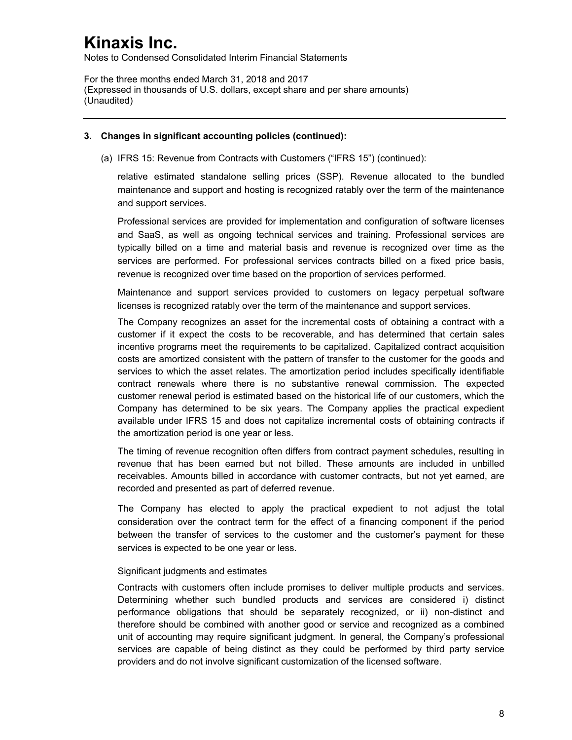## 3. Changes in significant accounting policies (continued):

(a) IFRS 15: Revenue from Contracts with Customers ("IFRS 15") (continued):

relative estimated standalone selling prices (SSP). Revenue allocated to the bundled maintenance and support and hosting is recognized ratably over the term of the maintenance and support services.

Professional services are provided for implementation and configuration of software licenses and SaaS, as well as ongoing technical services and training. Professional services are typically billed on a time and material basis and revenue is recognized over time as the services are performed. For professional services contracts billed on a fixed price basis, revenue is recognized over time based on the proportion of services performed.

Maintenance and support services provided to customers on legacy perpetual software licenses is recognized ratably over the term of the maintenance and support services.

The Company recognizes an asset for the incremental costs of obtaining a contract with a customer if it expect the costs to be recoverable, and has determined that certain sales incentive programs meet the requirements to be capitalized. Capitalized contract acquisition costs are amortized consistent with the pattern of transfer to the customer for the goods and services to which the asset relates. The amortization period includes specifically identifiable contract renewals where there is no substantive renewal commission. The expected customer renewal period is estimated based on the historical life of our customers, which the Company has determined to be six years. The Company applies the practical expedient available under IFRS 15 and does not capitalize incremental costs of obtaining contracts if the amortization period is one year or less.

The timing of revenue recognition often differs from contract payment schedules, resulting in revenue that has been earned but not billed. These amounts are included in unbilled receivables. Amounts billed in accordance with customer contracts, but not yet earned, are recorded and presented as part of deferred revenue.

The Company has elected to apply the practical expedient to not adjust the total consideration over the contract term for the effect of a financing component if the period between the transfer of services to the customer and the customer's payment for these services is expected to be one year or less.

Significant judgments and estimates

Contracts with customers often include promises to deliver multiple products and services. Determining whether such bundled products and services are considered i) distinct performance obligations that should be separately recognized, or ii) non-distinct and therefore should be combined with another good or service and recognized as a combined unit of accounting may require significant judgment. In general, the Company's professional services are capable of being distinct as they could be performed by third party service providers and do not involve significant customization of the licensed software.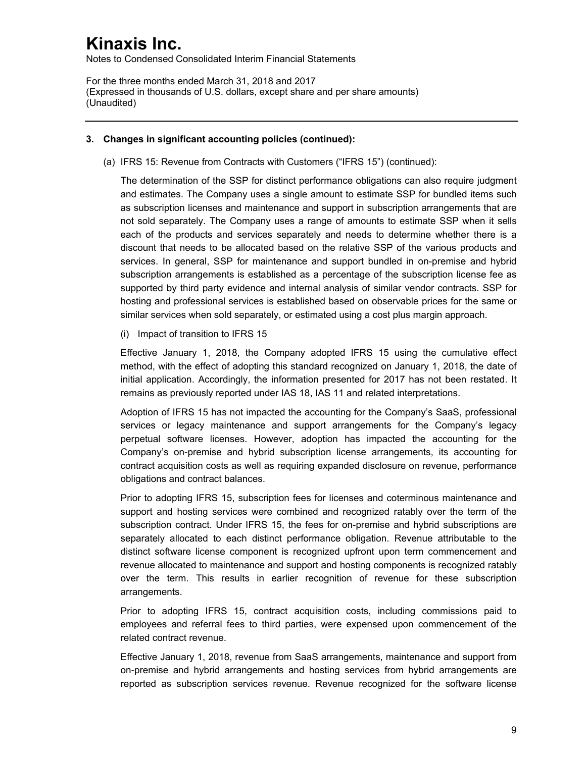# Kinaxis Inc.

Notes to Condensed Consolidated Interim Financial Statements

For the three months ended March 31, 2018 and 2017
(Expressed in thousands of U.S. dollars, except share and per share amounts)
(Unaudited)

---

## 3. Changes in significant accounting policies (continued):

(a) IFRS 15: Revenue from Contracts with Customers ("IFRS 15") (continued):

The determination of the SSP for distinct performance obligations can also require judgment and estimates. The Company uses a single amount to estimate SSP for bundled items such as subscription licenses and maintenance and support in subscription arrangements that are not sold separately. The Company uses a range of amounts to estimate SSP when it sells each of the products and services separately and needs to determine whether there is a discount that needs to be allocated based on the relative SSP of the various products and services. In general, SSP for maintenance and support bundled in on-premise and hybrid subscription arrangements is established as a percentage of the subscription license fee as supported by third party evidence and internal analysis of similar vendor contracts. SSP for hosting and professional services is established based on observable prices for the same or similar services when sold separately, or estimated using a cost plus margin approach.

(i) Impact of transition to IFRS 15

Effective January 1, 2018, the Company adopted IFRS 15 using the cumulative effect method, with the effect of adopting this standard recognized on January 1, 2018, the date of initial application. Accordingly, the information presented for 2017 has not been restated. It remains as previously reported under IAS 18, IAS 11 and related interpretations.

Adoption of IFRS 15 has not impacted the accounting for the Company's SaaS, professional services or legacy maintenance and support arrangements for the Company's legacy perpetual software licenses. However, adoption has impacted the accounting for the Company's on-premise and hybrid subscription license arrangements, its accounting for contract acquisition costs as well as requiring expanded disclosure on revenue, performance obligations and contract balances.

Prior to adopting IFRS 15, subscription fees for licenses and coterminous maintenance and support and hosting services were combined and recognized ratably over the term of the subscription contract. Under IFRS 15, the fees for on-premise and hybrid subscriptions are separately allocated to each distinct performance obligation. Revenue attributable to the distinct software license component is recognized upfront upon term commencement and revenue allocated to maintenance and support and hosting components is recognized ratably over the term. This results in earlier recognition of revenue for these subscription arrangements.

Prior to adopting IFRS 15, contract acquisition costs, including commissions paid to employees and referral fees to third parties, were expensed upon commencement of the related contract revenue.

Effective January 1, 2018, revenue from SaaS arrangements, maintenance and support from on-premise and hybrid arrangements and hosting services from hybrid arrangements are reported as subscription services revenue. Revenue recognized for the software license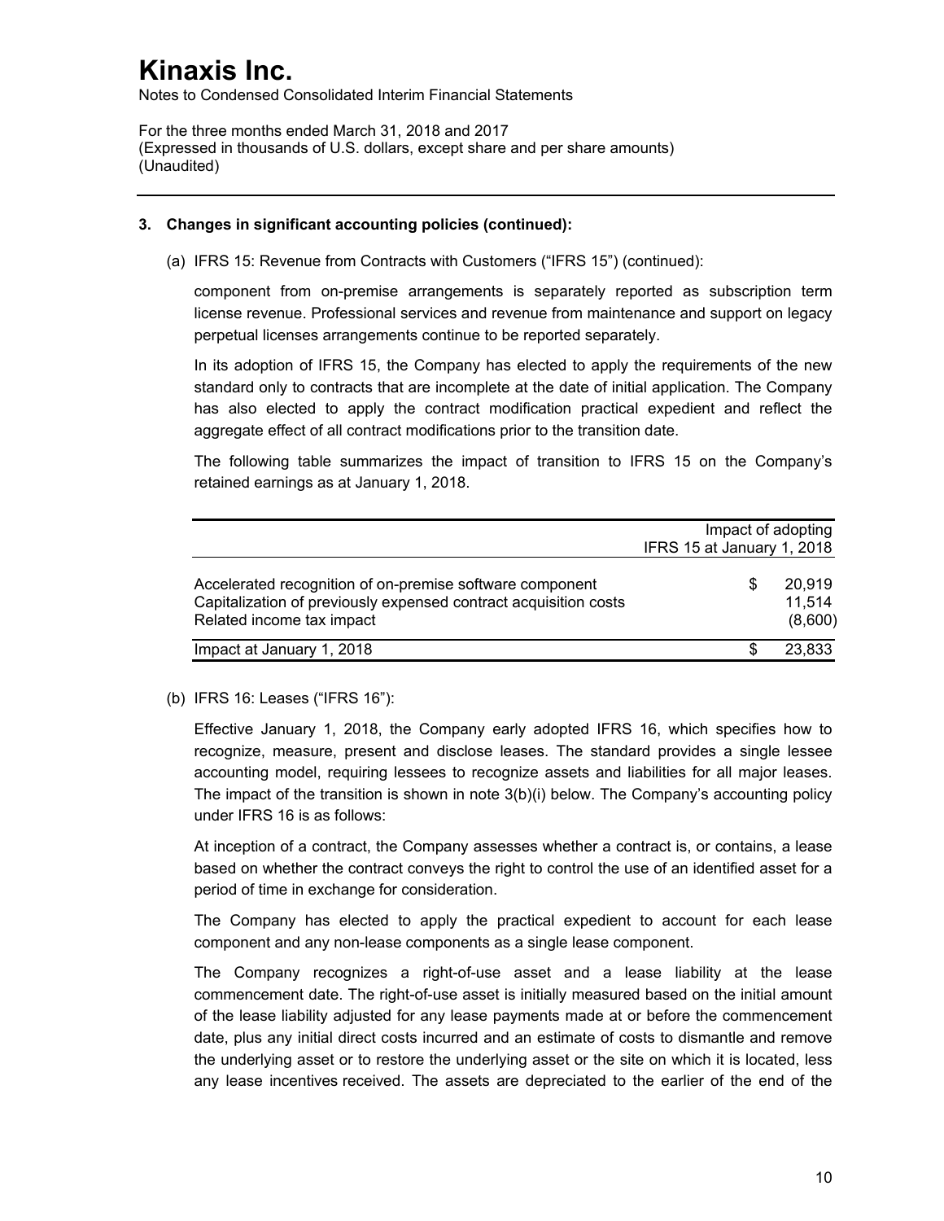### 3. Changes in significant accounting policies (continued):

(a) IFRS 15: Revenue from Contracts with Customers ("IFRS 15") (continued):

component from on-premise arrangements is separately reported as subscription term license revenue. Professional services and revenue from maintenance and support on legacy perpetual licenses arrangements continue to be reported separately.

In its adoption of IFRS 15, the Company has elected to apply the requirements of the new standard only to contracts that are incomplete at the date of initial application. The Company has also elected to apply the contract modification practical expedient and reflect the aggregate effect of all contract modifications prior to the transition date.

The following table summarizes the impact of transition to IFRS 15 on the Company's retained earnings as at January 1, 2018.

| | Impact of adopting IFRS 15 at January 1, 2018 |
|---|---|
| Accelerated recognition of on-premise software component | $ 20,919 |
| Capitalization of previously expensed contract acquisition costs | 11,514 |
| Related income tax impact | (8,600) |
| Impact at January 1, 2018 | $ 23,833 |

(b) IFRS 16: Leases ("IFRS 16"):

Effective January 1, 2018, the Company early adopted IFRS 16, which specifies how to recognize, measure, present and disclose leases. The standard provides a single lessee accounting model, requiring lessees to recognize assets and liabilities for all major leases. The impact of the transition is shown in note 3(b)(i) below. The Company's accounting policy under IFRS 16 is as follows:

At inception of a contract, the Company assesses whether a contract is, or contains, a lease based on whether the contract conveys the right to control the use of an identified asset for a period of time in exchange for consideration.

The Company has elected to apply the practical expedient to account for each lease component and any non-lease components as a single lease component.

The Company recognizes a right-of-use asset and a lease liability at the lease commencement date. The right-of-use asset is initially measured based on the initial amount of the lease liability adjusted for any lease payments made at or before the commencement date, plus any initial direct costs incurred and an estimate of costs to dismantle and remove the underlying asset or to restore the underlying asset or the site on which it is located, less any lease incentives received. The assets are depreciated to the earlier of the end of the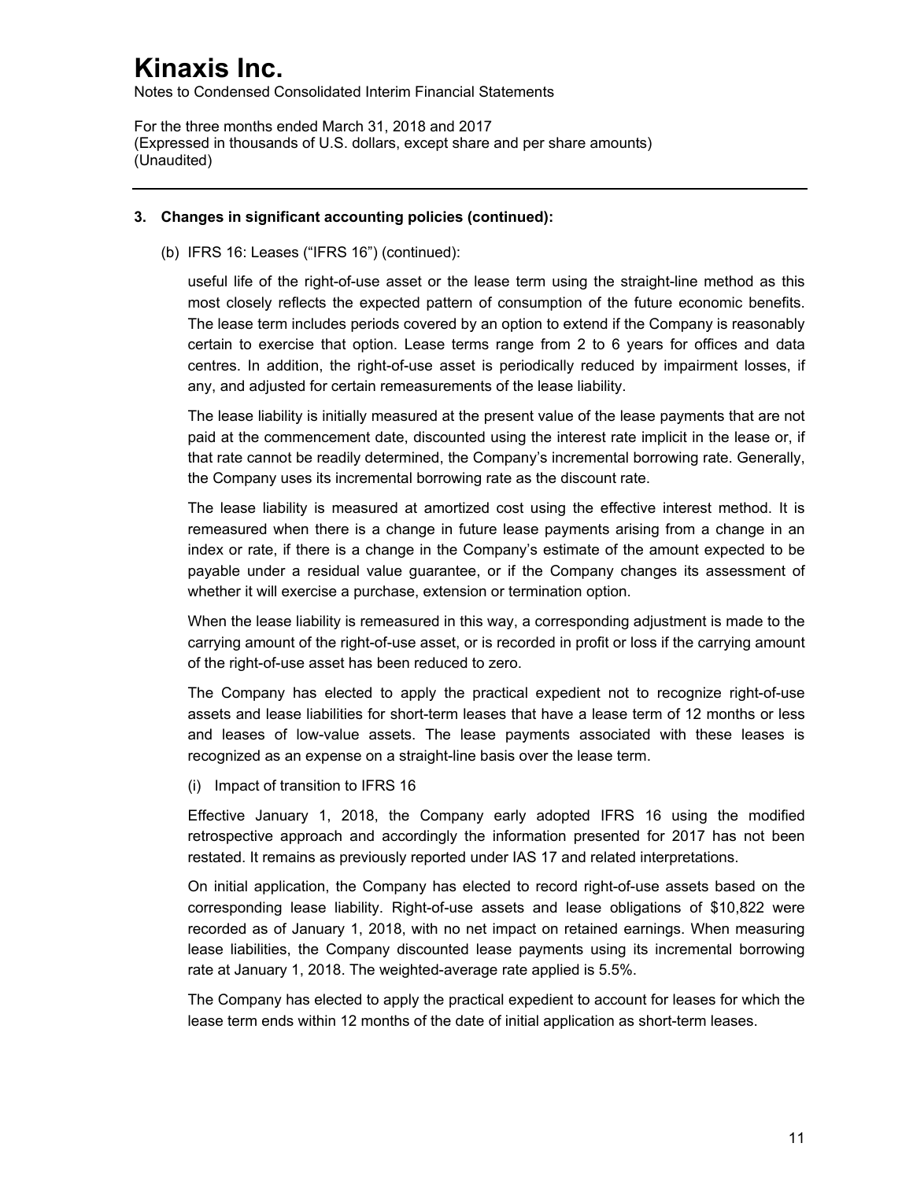**3. Changes in significant accounting policies (continued):**

(b) IFRS 16: Leases ("IFRS 16") (continued):

useful life of the right-of-use asset or the lease term using the straight-line method as this most closely reflects the expected pattern of consumption of the future economic benefits. The lease term includes periods covered by an option to extend if the Company is reasonably certain to exercise that option. Lease terms range from 2 to 6 years for offices and data centres. In addition, the right-of-use asset is periodically reduced by impairment losses, if any, and adjusted for certain remeasurements of the lease liability.

The lease liability is initially measured at the present value of the lease payments that are not paid at the commencement date, discounted using the interest rate implicit in the lease or, if that rate cannot be readily determined, the Company's incremental borrowing rate. Generally, the Company uses its incremental borrowing rate as the discount rate.

The lease liability is measured at amortized cost using the effective interest method. It is remeasured when there is a change in future lease payments arising from a change in an index or rate, if there is a change in the Company's estimate of the amount expected to be payable under a residual value guarantee, or if the Company changes its assessment of whether it will exercise a purchase, extension or termination option.

When the lease liability is remeasured in this way, a corresponding adjustment is made to the carrying amount of the right-of-use asset, or is recorded in profit or loss if the carrying amount of the right-of-use asset has been reduced to zero.

The Company has elected to apply the practical expedient not to recognize right-of-use assets and lease liabilities for short-term leases that have a lease term of 12 months or less and leases of low-value assets. The lease payments associated with these leases is recognized as an expense on a straight-line basis over the lease term.

(i) Impact of transition to IFRS 16

Effective January 1, 2018, the Company early adopted IFRS 16 using the modified retrospective approach and accordingly the information presented for 2017 has not been restated. It remains as previously reported under IAS 17 and related interpretations.

On initial application, the Company has elected to record right-of-use assets based on the corresponding lease liability. Right-of-use assets and lease obligations of $10,822 were recorded as of January 1, 2018, with no net impact on retained earnings. When measuring lease liabilities, the Company discounted lease payments using its incremental borrowing rate at January 1, 2018. The weighted-average rate applied is 5.5%.

The Company has elected to apply the practical expedient to account for leases for which the lease term ends within 12 months of the date of initial application as short-term leases.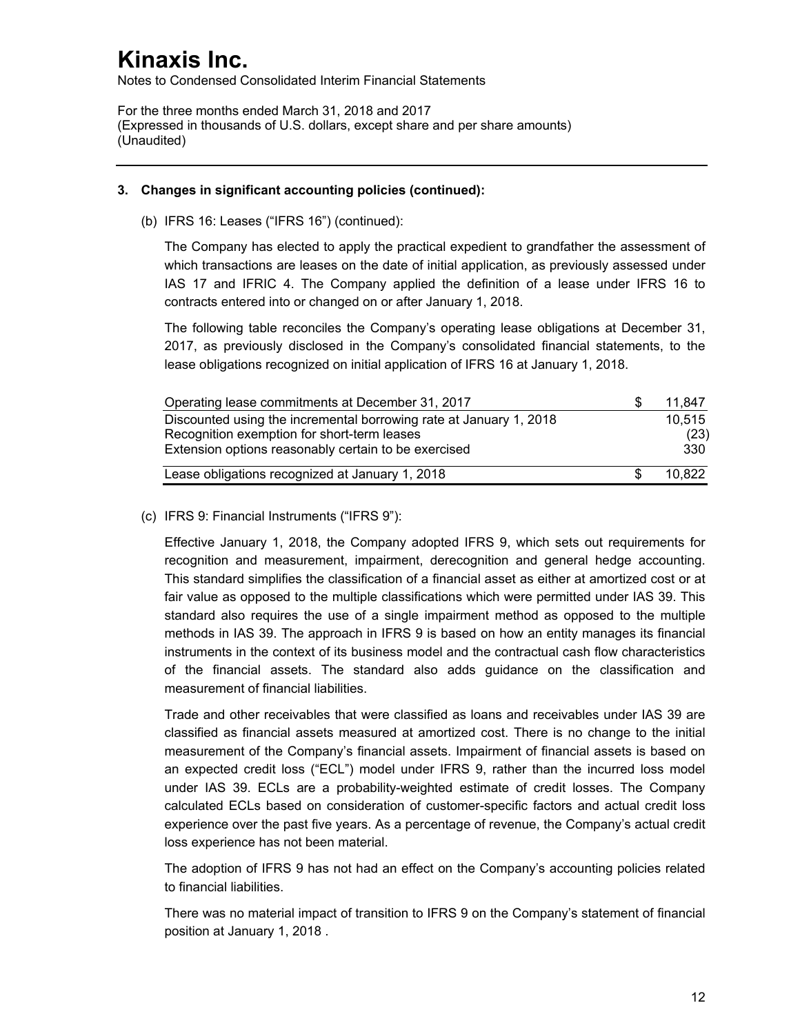**3. Changes in significant accounting policies (continued):**

(b) IFRS 16: Leases ("IFRS 16") (continued):

The Company has elected to apply the practical expedient to grandfather the assessment of which transactions are leases on the date of initial application, as previously assessed under IAS 17 and IFRIC 4. The Company applied the definition of a lease under IFRS 16 to contracts entered into or changed on or after January 1, 2018.

The following table reconciles the Company's operating lease obligations at December 31, 2017, as previously disclosed in the Company's consolidated financial statements, to the lease obligations recognized on initial application of IFRS 16 at January 1, 2018.

| | | |
|---|---|---|
| Operating lease commitments at December 31, 2017 | $ | 11,847 |
| Discounted using the incremental borrowing rate at January 1, 2018 | | 10,515 |
| Recognition exemption for short-term leases | | (23) |
| Extension options reasonably certain to be exercised | | 330 |
| Lease obligations recognized at January 1, 2018 | $ | 10,822 |

(c) IFRS 9: Financial Instruments ("IFRS 9"):

Effective January 1, 2018, the Company adopted IFRS 9, which sets out requirements for recognition and measurement, impairment, derecognition and general hedge accounting. This standard simplifies the classification of a financial asset as either at amortized cost or at fair value as opposed to the multiple classifications which were permitted under IAS 39. This standard also requires the use of a single impairment method as opposed to the multiple methods in IAS 39. The approach in IFRS 9 is based on how an entity manages its financial instruments in the context of its business model and the contractual cash flow characteristics of the financial assets. The standard also adds guidance on the classification and measurement of financial liabilities.

Trade and other receivables that were classified as loans and receivables under IAS 39 are classified as financial assets measured at amortized cost. There is no change to the initial measurement of the Company's financial assets. Impairment of financial assets is based on an expected credit loss ("ECL") model under IFRS 9, rather than the incurred loss model under IAS 39. ECLs are a probability-weighted estimate of credit losses. The Company calculated ECLs based on consideration of customer-specific factors and actual credit loss experience over the past five years. As a percentage of revenue, the Company's actual credit loss experience has not been material.

The adoption of IFRS 9 has not had an effect on the Company's accounting policies related to financial liabilities.

There was no material impact of transition to IFRS 9 on the Company's statement of financial position at January 1, 2018 .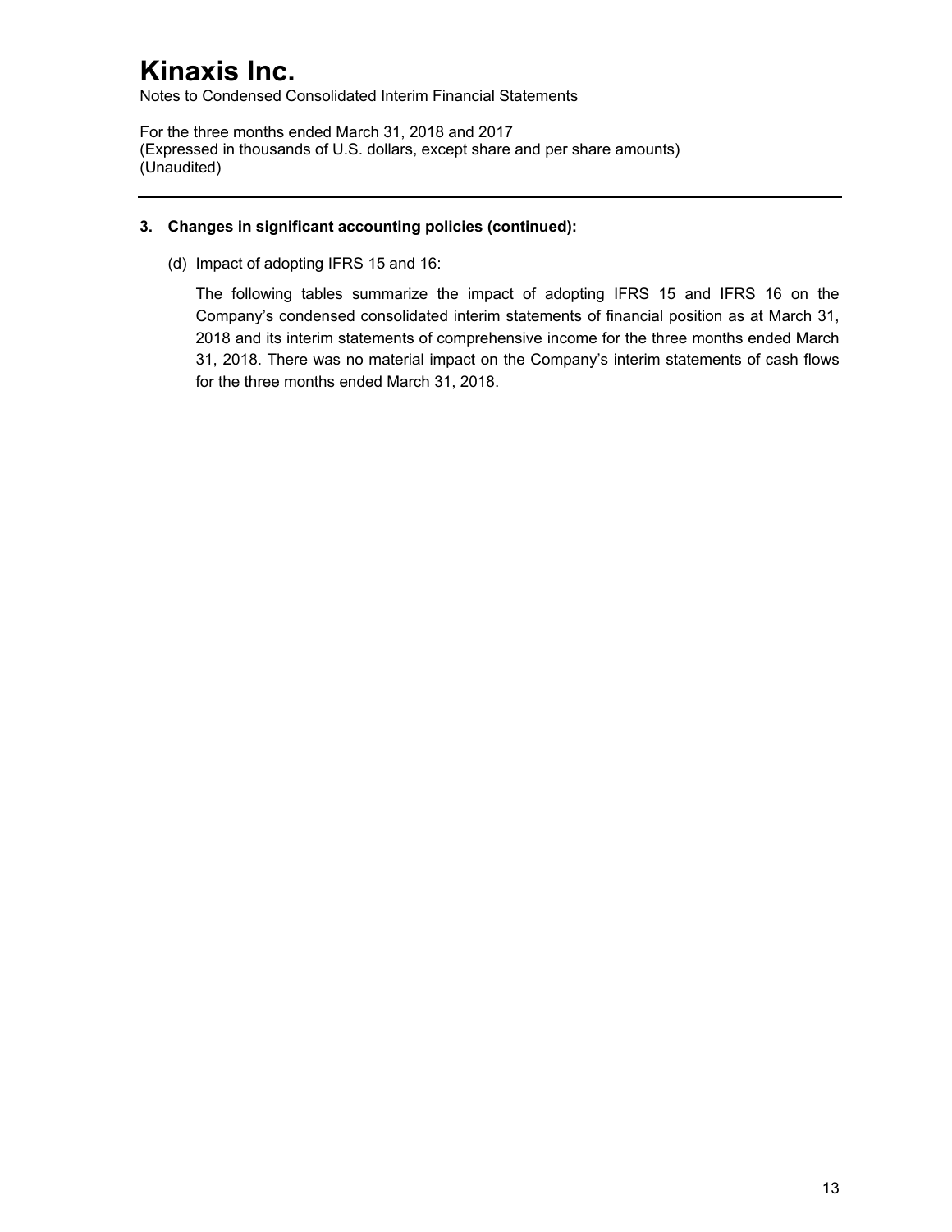# Kinaxis Inc.

Notes to Condensed Consolidated Interim Financial Statements

For the three months ended March 31, 2018 and 2017
(Expressed in thousands of U.S. dollars, except share and per share amounts)
(Unaudited)

---

**3. Changes in significant accounting policies (continued):**

(d) Impact of adopting IFRS 15 and 16:

The following tables summarize the impact of adopting IFRS 15 and IFRS 16 on the Company's condensed consolidated interim statements of financial position as at March 31, 2018 and its interim statements of comprehensive income for the three months ended March 31, 2018. There was no material impact on the Company's interim statements of cash flows for the three months ended March 31, 2018.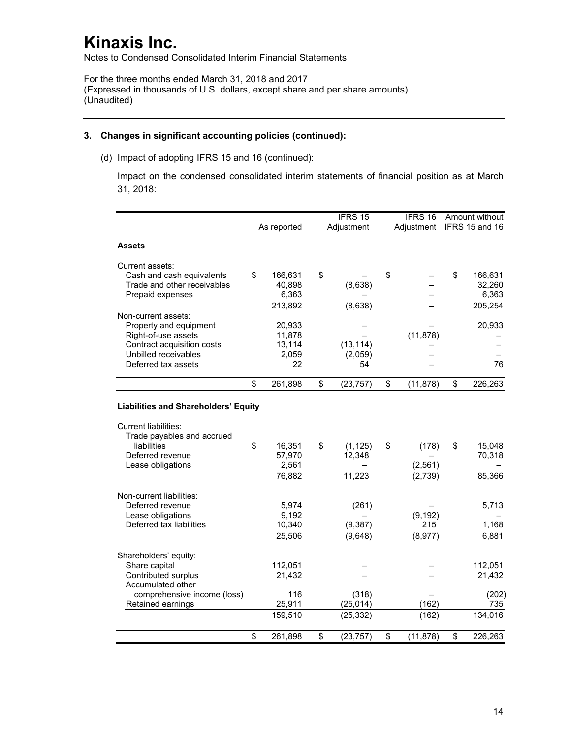# Kinaxis Inc.

Notes to Condensed Consolidated Interim Financial Statements

For the three months ended March 31, 2018 and 2017
(Expressed in thousands of U.S. dollars, except share and per share amounts)
(Unaudited)

---

**3. Changes in significant accounting policies (continued):**

(d) Impact of adopting IFRS 15 and 16 (continued):

Impact on the condensed consolidated interim statements of financial position as at March 31, 2018:

| | As reported | IFRS 15 Adjustment | IFRS 16 Adjustment | Amount without IFRS 15 and 16 |
|---|---|---|---|---|
| **Assets** | | | | |
| Current assets: | | | | |
| Cash and cash equivalents | $ 166,631 | $ – | $ – | $ 166,631 |
| Trade and other receivables | 40,898 | (8,638) | – | 32,260 |
| Prepaid expenses | 6,363 | – | – | 6,363 |
| | 213,892 | (8,638) | – | 205,254 |
| Non-current assets: | | | | |
| Property and equipment | 20,933 | – | – | 20,933 |
| Right-of-use assets | 11,878 | – | (11,878) | – |
| Contract acquisition costs | 13,114 | (13,114) | – | – |
| Unbilled receivables | 2,059 | (2,059) | – | – |
| Deferred tax assets | 22 | 54 | – | 76 |
| | $ 261,898 | $ (23,757) | $ (11,878) | $ 226,263 |
| **Liabilities and Shareholders' Equity** | | | | |
| Current liabilities: | | | | |
| Trade payables and accrued liabilities | $ 16,351 | $ (1,125) | $ (178) | $ 15,048 |
| Deferred revenue | 57,970 | 12,348 | – | 70,318 |
| Lease obligations | 2,561 | – | (2,561) | – |
| | 76,882 | 11,223 | (2,739) | 85,366 |
| Non-current liabilities: | | | | |
| Deferred revenue | 5,974 | (261) | – | 5,713 |
| Lease obligations | 9,192 | – | (9,192) | – |
| Deferred tax liabilities | 10,340 | (9,387) | 215 | 1,168 |
| | 25,506 | (9,648) | (8,977) | 6,881 |
| Shareholders' equity: | | | | |
| Share capital | 112,051 | – | – | 112,051 |
| Contributed surplus | 21,432 | – | – | 21,432 |
| Accumulated other comprehensive income (loss) | 116 | (318) | – | (202) |
| Retained earnings | 25,911 | (25,014) | (162) | 735 |
| | 159,510 | (25,332) | (162) | 134,016 |
| | $ 261,898 | $ (23,757) | $ (11,878) | $ 226,263 |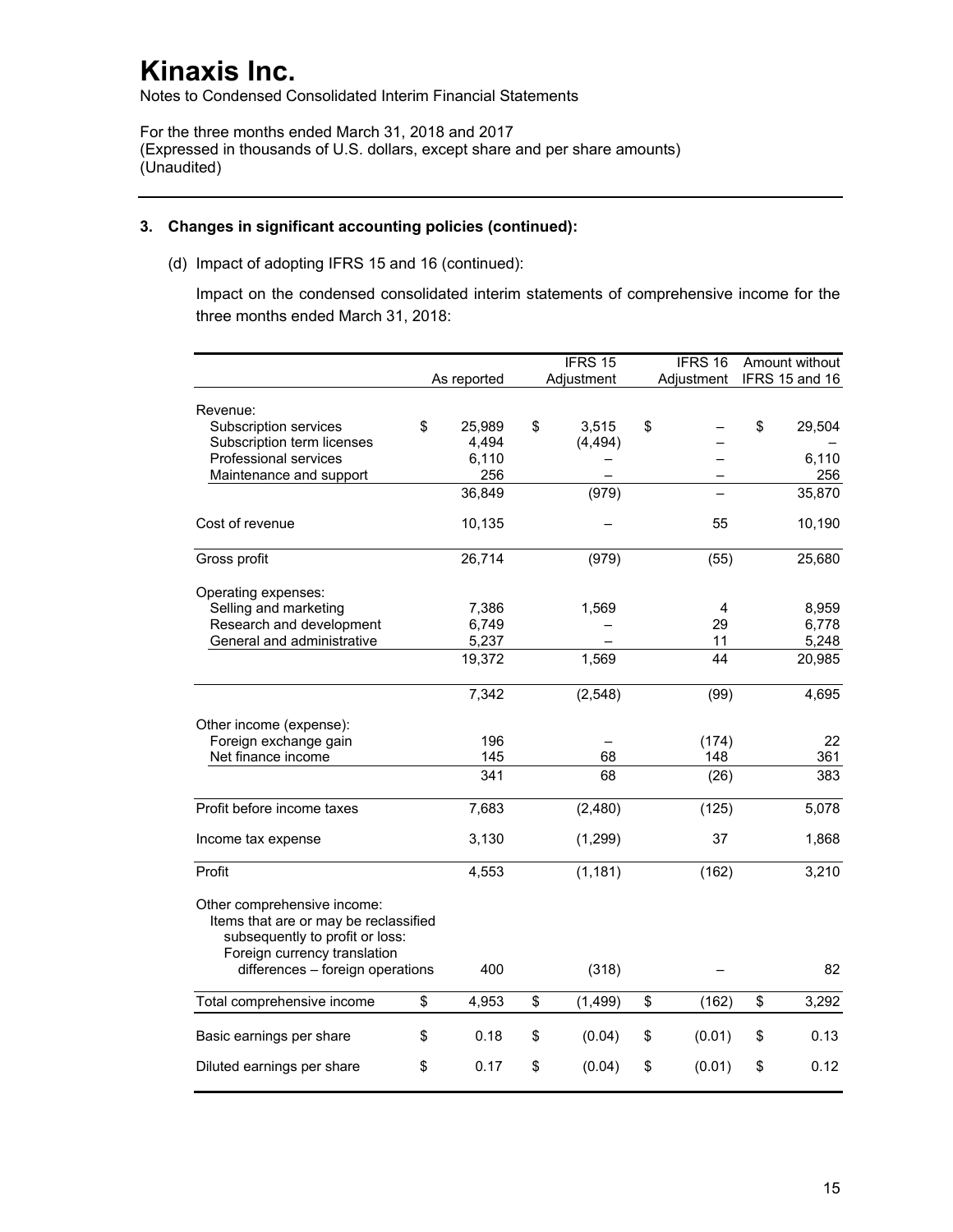# Kinaxis Inc.

Notes to Condensed Consolidated Interim Financial Statements

For the three months ended March 31, 2018 and 2017
(Expressed in thousands of U.S. dollars, except share and per share amounts)
(Unaudited)

---

### 3. Changes in significant accounting policies (continued):

(d) Impact of adopting IFRS 15 and 16 (continued):

Impact on the condensed consolidated interim statements of comprehensive income for the three months ended March 31, 2018:

| | As reported | IFRS 15 Adjustment | IFRS 16 Adjustment | Amount without IFRS 15 and 16 |
|---|---|---|---|---|
| Revenue: | | | | |
| Subscription services | $ 25,989 | $ 3,515 | $ – | $ 29,504 |
| Subscription term licenses | 4,494 | (4,494) | – | – |
| Professional services | 6,110 | – | – | 6,110 |
| Maintenance and support | 256 | – | – | 256 |
| | 36,849 | (979) | – | 35,870 |
| Cost of revenue | 10,135 | – | 55 | 10,190 |
| Gross profit | 26,714 | (979) | (55) | 25,680 |
| Operating expenses: | | | | |
| Selling and marketing | 7,386 | 1,569 | 4 | 8,959 |
| Research and development | 6,749 | – | 29 | 6,778 |
| General and administrative | 5,237 | – | 11 | 5,248 |
| | 19,372 | 1,569 | 44 | 20,985 |
| | 7,342 | (2,548) | (99) | 4,695 |
| Other income (expense): | | | | |
| Foreign exchange gain | 196 | – | (174) | 22 |
| Net finance income | 145 | 68 | 148 | 361 |
| | 341 | 68 | (26) | 383 |
| Profit before income taxes | 7,683 | (2,480) | (125) | 5,078 |
| Income tax expense | 3,130 | (1,299) | 37 | 1,868 |
| Profit | 4,553 | (1,181) | (162) | 3,210 |
| Other comprehensive income: | | | | |
| Items that are or may be reclassified subsequently to profit or loss: | | | | |
| Foreign currency translation differences – foreign operations | 400 | (318) | – | 82 |
| Total comprehensive income | $ 4,953 | $ (1,499) | $ (162) | $ 3,292 |
| Basic earnings per share | $ 0.18 | $ (0.04) | $ (0.01) | $ 0.13 |
| Diluted earnings per share | $ 0.17 | $ (0.04) | $ (0.01) | $ 0.12 |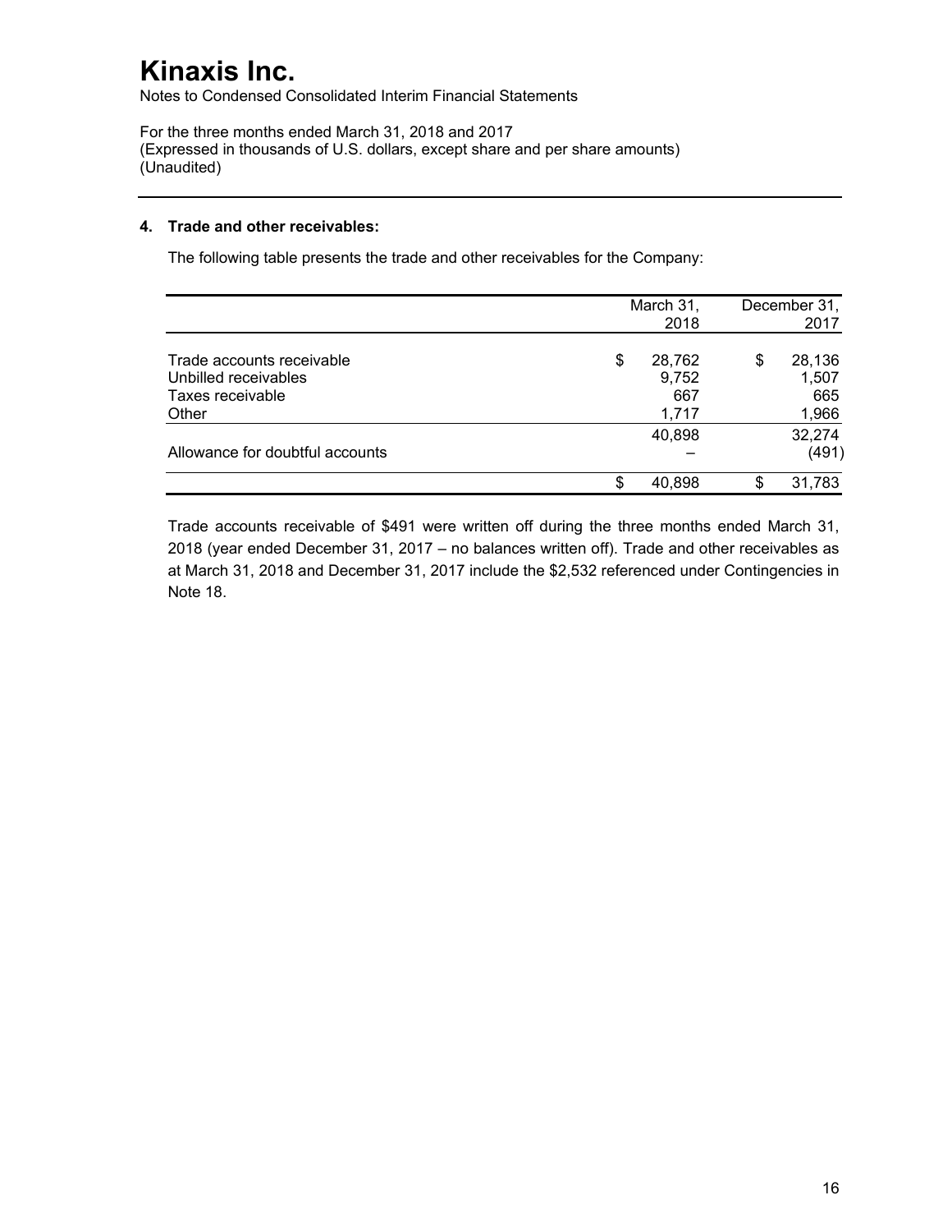# Kinaxis Inc.

Notes to Condensed Consolidated Interim Financial Statements

For the three months ended March 31, 2018 and 2017
(Expressed in thousands of U.S. dollars, except share and per share amounts)
(Unaudited)

## 4. Trade and other receivables:

The following table presents the trade and other receivables for the Company:

| | March 31, 2018 | December 31, 2017 |
|---|---|---|
| Trade accounts receivable | $ 28,762 | $ 28,136 |
| Unbilled receivables | 9,752 | 1,507 |
| Taxes receivable | 667 | 665 |
| Other | 1,717 | 1,966 |
| | 40,898 | 32,274 |
| Allowance for doubtful accounts | – | (491) |
| | $ 40,898 | $ 31,783 |

Trade accounts receivable of $491 were written off during the three months ended March 31, 2018 (year ended December 31, 2017 – no balances written off). Trade and other receivables as at March 31, 2018 and December 31, 2017 include the $2,532 referenced under Contingencies in Note 18.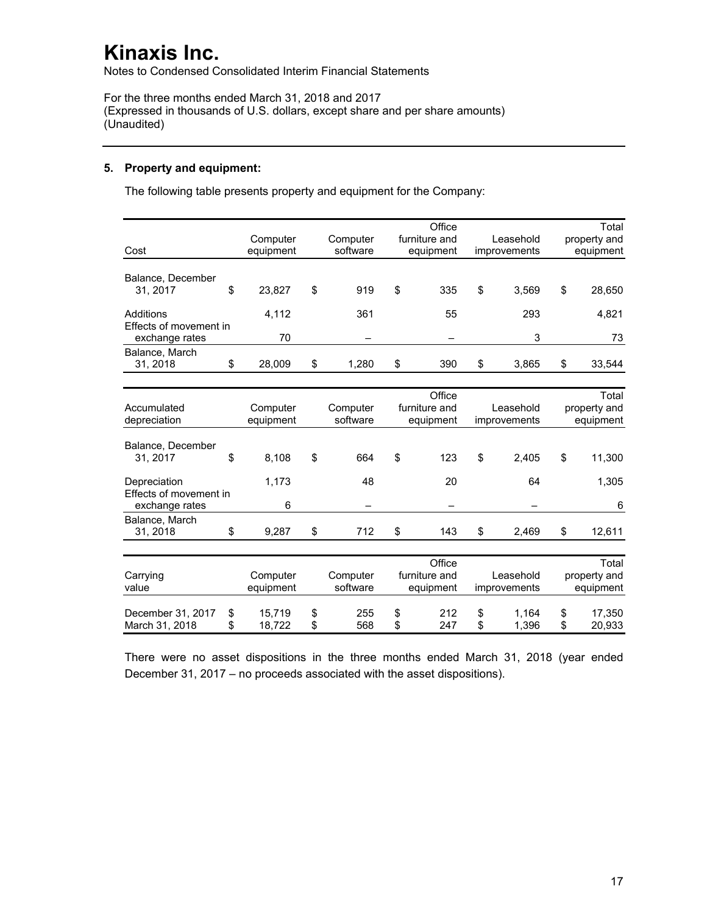# Kinaxis Inc.

Notes to Condensed Consolidated Interim Financial Statements

For the three months ended March 31, 2018 and 2017
(Expressed in thousands of U.S. dollars, except share and per share amounts)
(Unaudited)

## 5. Property and equipment:

The following table presents property and equipment for the Company:

| Cost | Computer equipment | Computer software | Office furniture and equipment | Leasehold improvements | Total property and equipment |
|---|---|---|---|---|---|
| Balance, December 31, 2017 | $ 23,827 | $ 919 | $ 335 | $ 3,569 | $ 28,650 |
| Additions | 4,112 | 361 | 55 | 293 | 4,821 |
| Effects of movement in exchange rates | 70 | – | – | 3 | 73 |
| Balance, March 31, 2018 | $ 28,009 | $ 1,280 | $ 390 | $ 3,865 | $ 33,544 |

| Accumulated depreciation | Computer equipment | Computer software | Office furniture and equipment | Leasehold improvements | Total property and equipment |
|---|---|---|---|---|---|
| Balance, December 31, 2017 | $ 8,108 | $ 664 | $ 123 | $ 2,405 | $ 11,300 |
| Depreciation | 1,173 | 48 | 20 | 64 | 1,305 |
| Effects of movement in exchange rates | 6 | – | – | – | 6 |
| Balance, March 31, 2018 | $ 9,287 | $ 712 | $ 143 | $ 2,469 | $ 12,611 |

| Carrying value | Computer equipment | Computer software | Office furniture and equipment | Leasehold improvements | Total property and equipment |
|---|---|---|---|---|---|
| December 31, 2017 | $ 15,719 | $ 255 | $ 212 | $ 1,164 | $ 17,350 |
| March 31, 2018 | $ 18,722 | $ 568 | $ 247 | $ 1,396 | $ 20,933 |

There were no asset dispositions in the three months ended March 31, 2018 (year ended December 31, 2017 – no proceeds associated with the asset dispositions).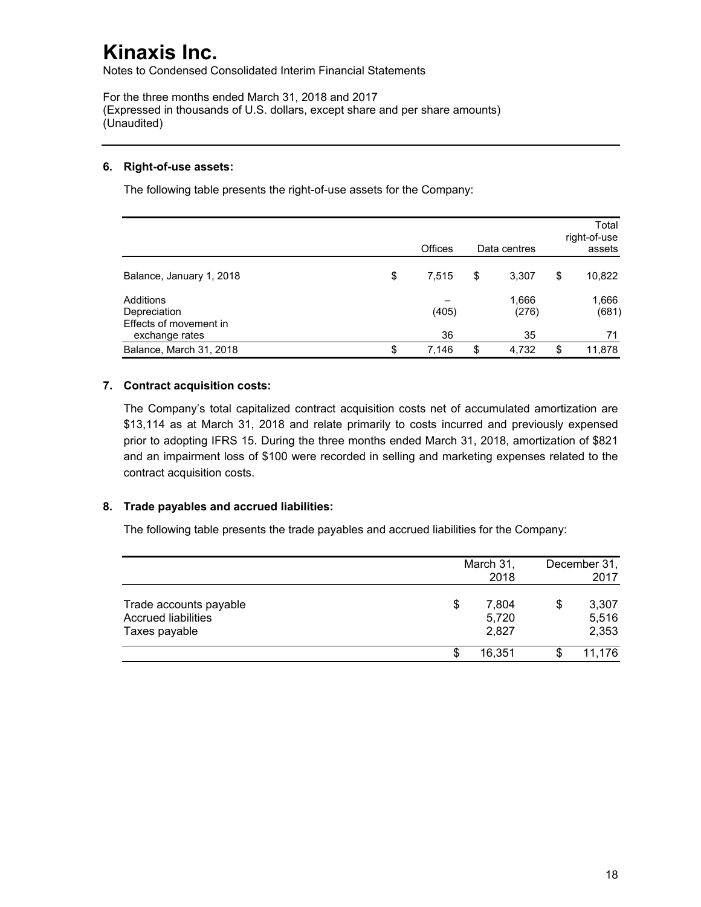# Kinaxis Inc.

Notes to Condensed Consolidated Interim Financial Statements

For the three months ended March 31, 2018 and 2017
(Expressed in thousands of U.S. dollars, except share and per share amounts)
(Unaudited)

---

**6. Right-of-use assets:**

The following table presents the right-of-use assets for the Company:

| | Offices | Data centres | Total right-of-use assets |
|---|---|---|---|
| Balance, January 1, 2018 | $ 7,515 | $ 3,307 | $ 10,822 |
| Additions | – | 1,666 | 1,666 |
| Depreciation | (405) | (276) | (681) |
| Effects of movement in exchange rates | 36 | 35 | 71 |
| Balance, March 31, 2018 | $ 7,146 | $ 4,732 | $ 11,878 |

**7. Contract acquisition costs:**

The Company's total capitalized contract acquisition costs net of accumulated amortization are $13,114 as at March 31, 2018 and relate primarily to costs incurred and previously expensed prior to adopting IFRS 15. During the three months ended March 31, 2018, amortization of $821 and an impairment loss of $100 were recorded in selling and marketing expenses related to the contract acquisition costs.

**8. Trade payables and accrued liabilities:**

The following table presents the trade payables and accrued liabilities for the Company:

| | March 31, 2018 | December 31, 2017 |
|---|---|---|
| Trade accounts payable | $ 7,804 | $ 3,307 |
| Accrued liabilities | 5,720 | 5,516 |
| Taxes payable | 2,827 | 2,353 |
| | $ 16,351 | $ 11,176 |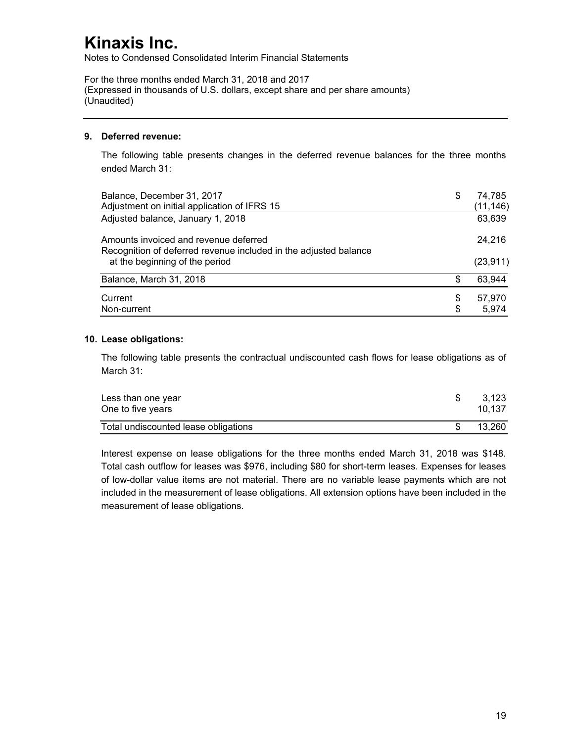# Kinaxis Inc.

Notes to Condensed Consolidated Interim Financial Statements

For the three months ended March 31, 2018 and 2017
(Expressed in thousands of U.S. dollars, except share and per share amounts)
(Unaudited)

## 9. Deferred revenue:

The following table presents changes in the deferred revenue balances for the three months ended March 31:

| | |
|---|---|
| Balance, December 31, 2017 | $ 74,785 |
| Adjustment on initial application of IFRS 15 | (11,146) |
| Adjusted balance, January 1, 2018 | 63,639 |
| Amounts invoiced and revenue deferred | 24,216 |
| Recognition of deferred revenue included in the adjusted balance at the beginning of the period | (23,911) |
| Balance, March 31, 2018 | $ 63,944 |
| Current | $ 57,970 |
| Non-current | $ 5,974 |

## 10. Lease obligations:

The following table presents the contractual undiscounted cash flows for lease obligations as of March 31:

| | |
|---|---|
| Less than one year | $ 3,123 |
| One to five years | 10,137 |
| Total undiscounted lease obligations | $ 13,260 |

Interest expense on lease obligations for the three months ended March 31, 2018 was $148. Total cash outflow for leases was $976, including $80 for short-term leases. Expenses for leases of low-dollar value items are not material. There are no variable lease payments which are not included in the measurement of lease obligations. All extension options have been included in the measurement of lease obligations.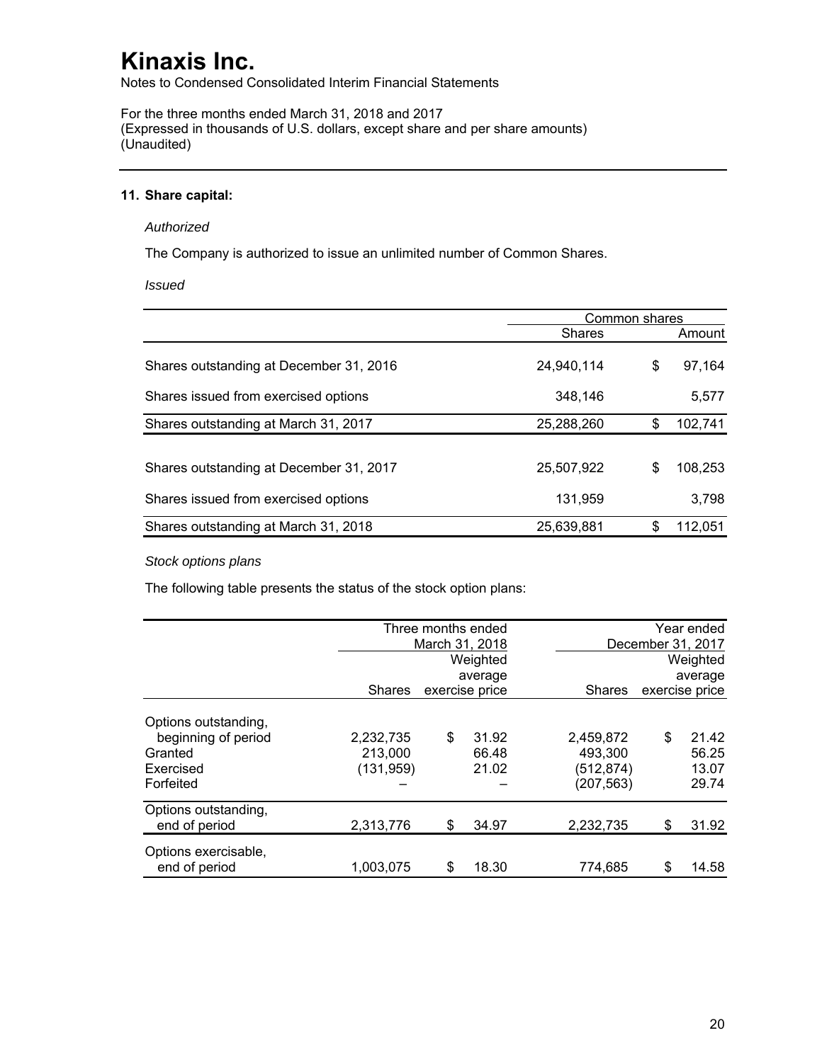# Kinaxis Inc.

Notes to Condensed Consolidated Interim Financial Statements

For the three months ended March 31, 2018 and 2017
(Expressed in thousands of U.S. dollars, except share and per share amounts)
(Unaudited)

## 11. Share capital:

*Authorized*

The Company is authorized to issue an unlimited number of Common Shares.

*Issued*

| | Common shares | |
|---|---|---|
| | Shares | Amount |
| Shares outstanding at December 31, 2016 | 24,940,114 | $ 97,164 |
| Shares issued from exercised options | 348,146 | 5,577 |
| Shares outstanding at March 31, 2017 | 25,288,260 | $ 102,741 |
| Shares outstanding at December 31, 2017 | 25,507,922 | $ 108,253 |
| Shares issued from exercised options | 131,959 | 3,798 |
| Shares outstanding at March 31, 2018 | 25,639,881 | $ 112,051 |

*Stock options plans*

The following table presents the status of the stock option plans:

| | Three months ended March 31, 2018 | | Year ended December 31, 2017 | |
|---|---|---|---|---|
| | Shares | Weighted average exercise price | Shares | Weighted average exercise price |
| Options outstanding, beginning of period | 2,232,735 | $ 31.92 | 2,459,872 | $ 21.42 |
| Granted | 213,000 | 66.48 | 493,300 | 56.25 |
| Exercised | (131,959) | 21.02 | (512,874) | 13.07 |
| Forfeited | – | – | (207,563) | 29.74 |
| Options outstanding, end of period | 2,313,776 | $ 34.97 | 2,232,735 | $ 31.92 |
| Options exercisable, end of period | 1,003,075 | $ 18.30 | 774,685 | $ 14.58 |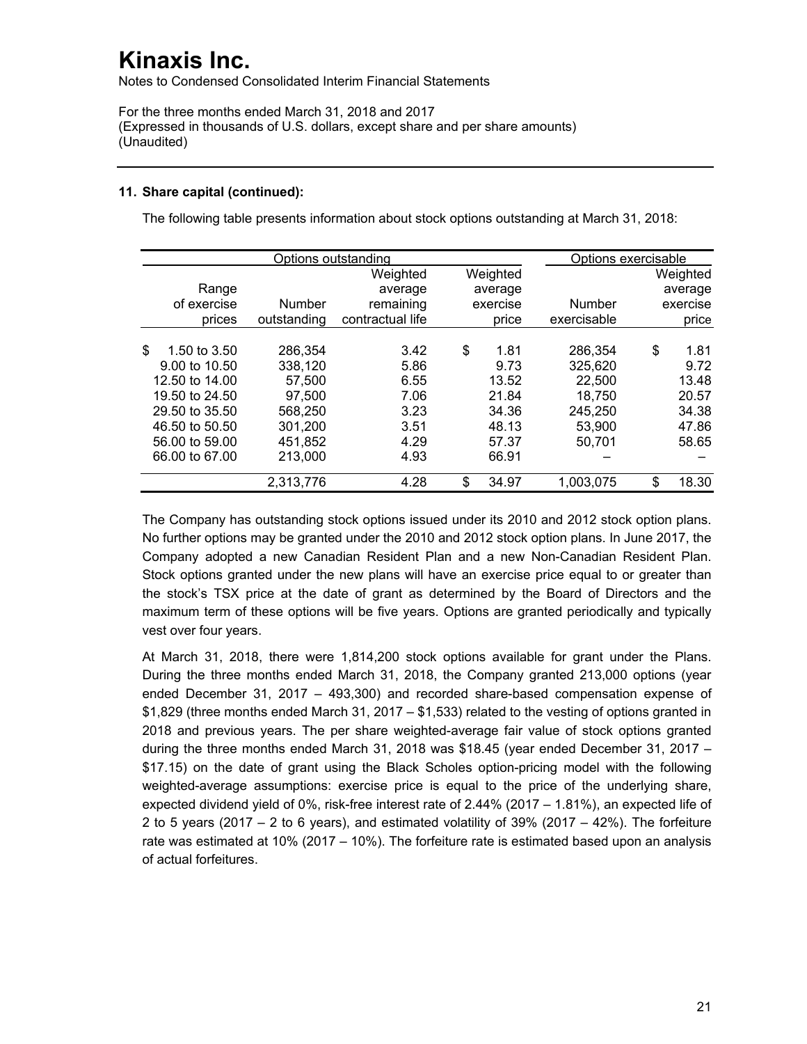# Kinaxis Inc.

Notes to Condensed Consolidated Interim Financial Statements

For the three months ended March 31, 2018 and 2017
(Expressed in thousands of U.S. dollars, except share and per share amounts)
(Unaudited)

**11. Share capital (continued):**

The following table presents information about stock options outstanding at March 31, 2018:

| Options outstanding | | | | Options exercisable | |
|---|---|---|---|---|---|
| Range of exercise prices | Number outstanding | Weighted average remaining contractual life | Weighted average exercise price | Number exercisable | Weighted average exercise price |
| $ 1.50 to 3.50 | 286,354 | 3.42 | $ 1.81 | 286,354 | $ 1.81 |
| 9.00 to 10.50 | 338,120 | 5.86 | 9.73 | 325,620 | 9.72 |
| 12.50 to 14.00 | 57,500 | 6.55 | 13.52 | 22,500 | 13.48 |
| 19.50 to 24.50 | 97,500 | 7.06 | 21.84 | 18,750 | 20.57 |
| 29.50 to 35.50 | 568,250 | 3.23 | 34.36 | 245,250 | 34.38 |
| 46.50 to 50.50 | 301,200 | 3.51 | 48.13 | 53,900 | 47.86 |
| 56.00 to 59.00 | 451,852 | 4.29 | 57.37 | 50,701 | 58.65 |
| 66.00 to 67.00 | 213,000 | 4.93 | 66.91 | – | – |
| | 2,313,776 | 4.28 | $ 34.97 | 1,003,075 | $ 18.30 |

The Company has outstanding stock options issued under its 2010 and 2012 stock option plans. No further options may be granted under the 2010 and 2012 stock option plans. In June 2017, the Company adopted a new Canadian Resident Plan and a new Non-Canadian Resident Plan. Stock options granted under the new plans will have an exercise price equal to or greater than the stock's TSX price at the date of grant as determined by the Board of Directors and the maximum term of these options will be five years. Options are granted periodically and typically vest over four years.

At March 31, 2018, there were 1,814,200 stock options available for grant under the Plans. During the three months ended March 31, 2018, the Company granted 213,000 options (year ended December 31, 2017 – 493,300) and recorded share-based compensation expense of $1,829 (three months ended March 31, 2017 – $1,533) related to the vesting of options granted in 2018 and previous years. The per share weighted-average fair value of stock options granted during the three months ended March 31, 2018 was $18.45 (year ended December 31, 2017 – $17.15) on the date of grant using the Black Scholes option-pricing model with the following weighted-average assumptions: exercise price is equal to the price of the underlying share, expected dividend yield of 0%, risk-free interest rate of 2.44% (2017 – 1.81%), an expected life of 2 to 5 years (2017 – 2 to 6 years), and estimated volatility of 39% (2017 – 42%). The forfeiture rate was estimated at 10% (2017 – 10%). The forfeiture rate is estimated based upon an analysis of actual forfeitures.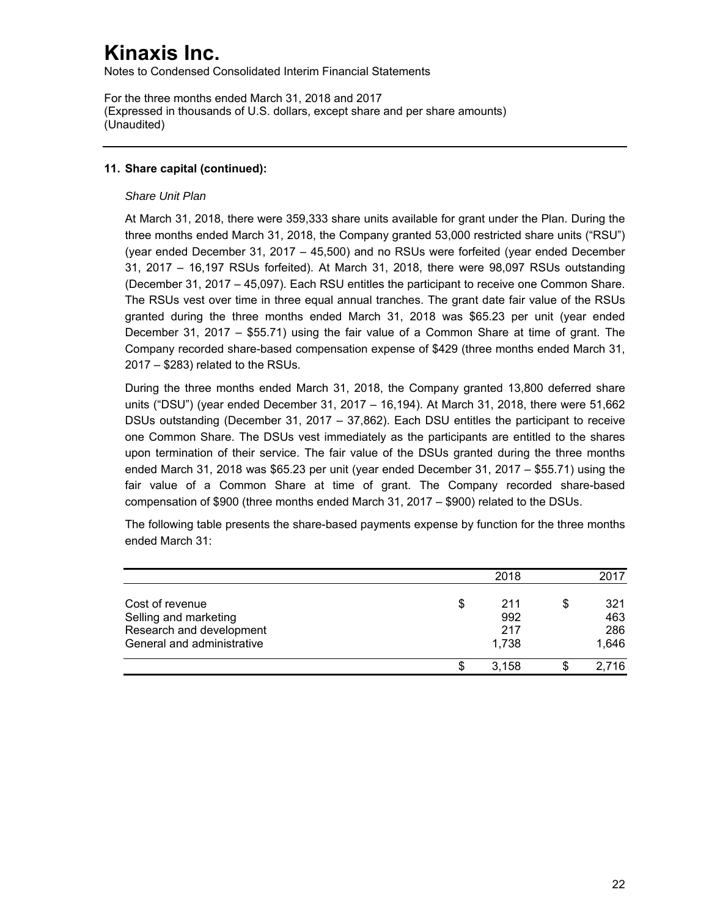# Kinaxis Inc.

Notes to Condensed Consolidated Interim Financial Statements

For the three months ended March 31, 2018 and 2017
(Expressed in thousands of U.S. dollars, except share and per share amounts)
(Unaudited)

---

**11. Share capital (continued):**

*Share Unit Plan*

At March 31, 2018, there were 359,333 share units available for grant under the Plan. During the three months ended March 31, 2018, the Company granted 53,000 restricted share units ("RSU") (year ended December 31, 2017 – 45,500) and no RSUs were forfeited (year ended December 31, 2017 – 16,197 RSUs forfeited). At March 31, 2018, there were 98,097 RSUs outstanding (December 31, 2017 – 45,097). Each RSU entitles the participant to receive one Common Share. The RSUs vest over time in three equal annual tranches. The grant date fair value of the RSUs granted during the three months ended March 31, 2018 was $65.23 per unit (year ended December 31, 2017 – $55.71) using the fair value of a Common Share at time of grant. The Company recorded share-based compensation expense of $429 (three months ended March 31, 2017 – $283) related to the RSUs.

During the three months ended March 31, 2018, the Company granted 13,800 deferred share units ("DSU") (year ended December 31, 2017 – 16,194). At March 31, 2018, there were 51,662 DSUs outstanding (December 31, 2017 – 37,862). Each DSU entitles the participant to receive one Common Share. The DSUs vest immediately as the participants are entitled to the shares upon termination of their service. The fair value of the DSUs granted during the three months ended March 31, 2018 was $65.23 per unit (year ended December 31, 2017 – $55.71) using the fair value of a Common Share at time of grant. The Company recorded share-based compensation of $900 (three months ended March 31, 2017 – $900) related to the DSUs.

The following table presents the share-based payments expense by function for the three months ended March 31:

| | 2018 | 2017 |
|---|---|---|
| Cost of revenue | $ 211 | $ 321 |
| Selling and marketing | 992 | 463 |
| Research and development | 217 | 286 |
| General and administrative | 1,738 | 1,646 |
| | $ 3,158 | $ 2,716 |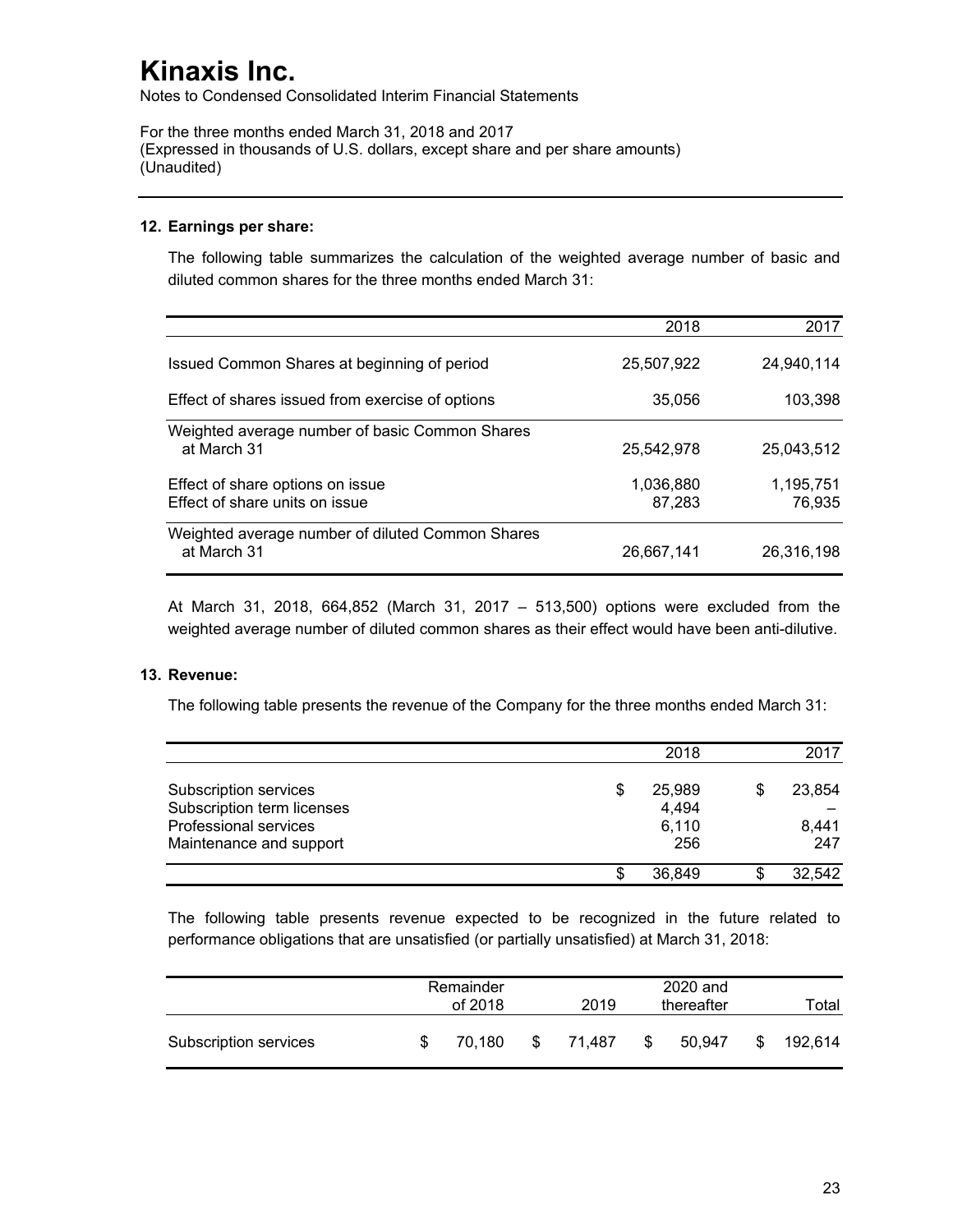# Kinaxis Inc.

Notes to Condensed Consolidated Interim Financial Statements

For the three months ended March 31, 2018 and 2017
(Expressed in thousands of U.S. dollars, except share and per share amounts)
(Unaudited)

## 12. Earnings per share:

The following table summarizes the calculation of the weighted average number of basic and diluted common shares for the three months ended March 31:

| | 2018 | 2017 |
|---|---|---|
| Issued Common Shares at beginning of period | 25,507,922 | 24,940,114 |
| Effect of shares issued from exercise of options | 35,056 | 103,398 |
| Weighted average number of basic Common Shares at March 31 | 25,542,978 | 25,043,512 |
| Effect of share options on issue | 1,036,880 | 1,195,751 |
| Effect of share units on issue | 87,283 | 76,935 |
| Weighted average number of diluted Common Shares at March 31 | 26,667,141 | 26,316,198 |

At March 31, 2018, 664,852 (March 31, 2017 – 513,500) options were excluded from the weighted average number of diluted common shares as their effect would have been anti-dilutive.

## 13. Revenue:

The following table presents the revenue of the Company for the three months ended March 31:

| | 2018 | 2017 |
|---|---|---|
| Subscription services | $ 25,989 | $ 23,854 |
| Subscription term licenses | 4,494 | – |
| Professional services | 6,110 | 8,441 |
| Maintenance and support | 256 | 247 |
| | $ 36,849 | $ 32,542 |

The following table presents revenue expected to be recognized in the future related to performance obligations that are unsatisfied (or partially unsatisfied) at March 31, 2018:

| | Remainder of 2018 | 2019 | 2020 and thereafter | Total |
|---|---|---|---|---|
| Subscription services | $ 70,180 | $ 71,487 | $ 50,947 | $ 192,614 |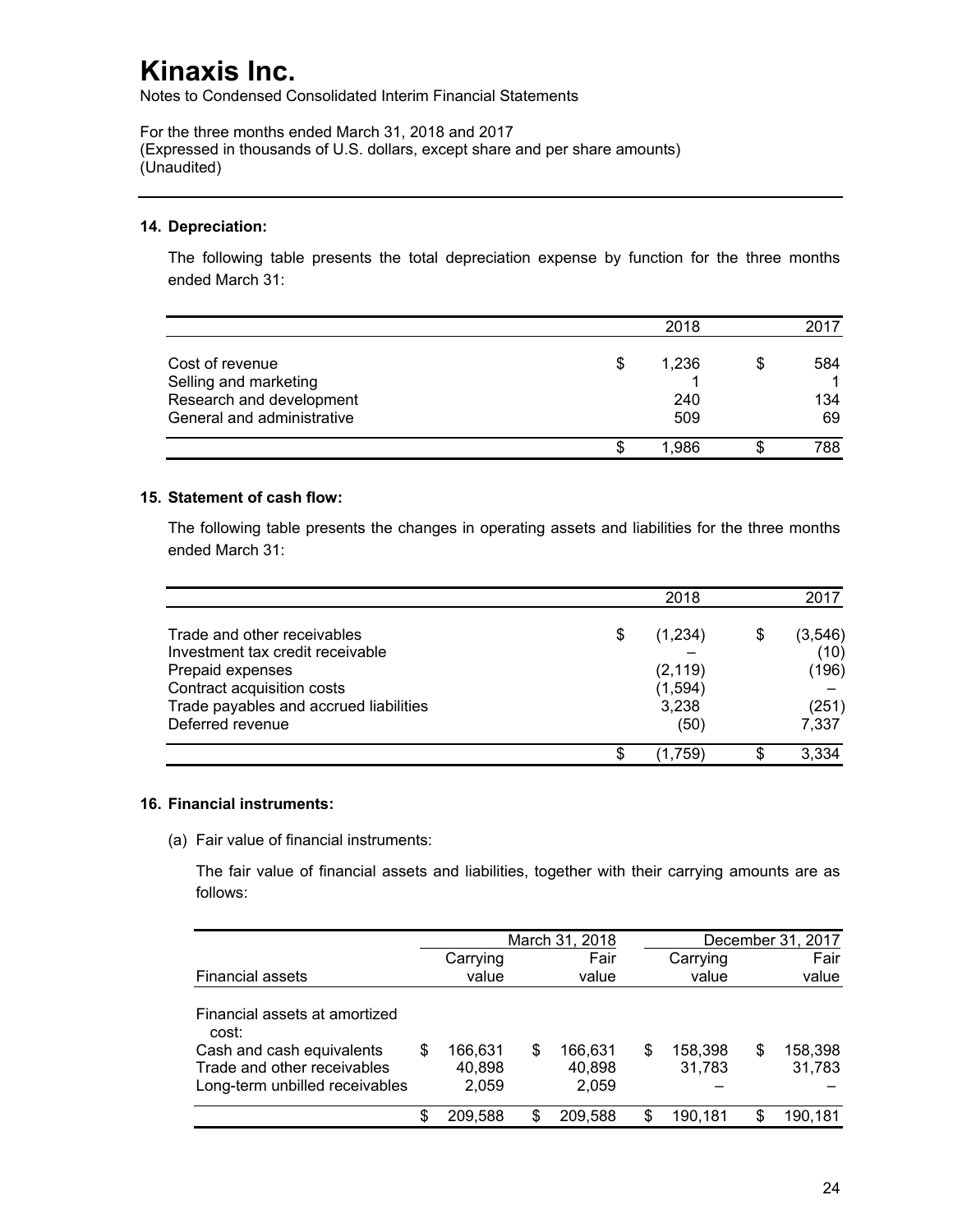# Kinaxis Inc.

Notes to Condensed Consolidated Interim Financial Statements

For the three months ended March 31, 2018 and 2017
(Expressed in thousands of U.S. dollars, except share and per share amounts)
(Unaudited)

---

### 14. Depreciation:

The following table presents the total depreciation expense by function for the three months ended March 31:

| | 2018 | 2017 |
|---|---|---|
| Cost of revenue | $ 1,236 | $ 584 |
| Selling and marketing | 1 | 1 |
| Research and development | 240 | 134 |
| General and administrative | 509 | 69 |
| | $ 1,986 | $ 788 |

### 15. Statement of cash flow:

The following table presents the changes in operating assets and liabilities for the three months ended March 31:

| | 2018 | 2017 |
|---|---|---|
| Trade and other receivables | $ (1,234) | $ (3,546) |
| Investment tax credit receivable | – | (10) |
| Prepaid expenses | (2,119) | (196) |
| Contract acquisition costs | (1,594) | – |
| Trade payables and accrued liabilities | 3,238 | (251) |
| Deferred revenue | (50) | 7,337 |
| | $ (1,759) | $ 3,334 |

### 16. Financial instruments:

(a) Fair value of financial instruments:

The fair value of financial assets and liabilities, together with their carrying amounts are as follows:

| | March 31, 2018 | | December 31, 2017 | |
|---|---|---|---|---|
| Financial assets | Carrying value | Fair value | Carrying value | Fair value |
| Financial assets at amortized cost: | | | | |
| Cash and cash equivalents | $ 166,631 | $ 166,631 | $ 158,398 | $ 158,398 |
| Trade and other receivables | 40,898 | 40,898 | 31,783 | 31,783 |
| Long-term unbilled receivables | 2,059 | 2,059 | – | – |
| | $ 209,588 | $ 209,588 | $ 190,181 | $ 190,181 |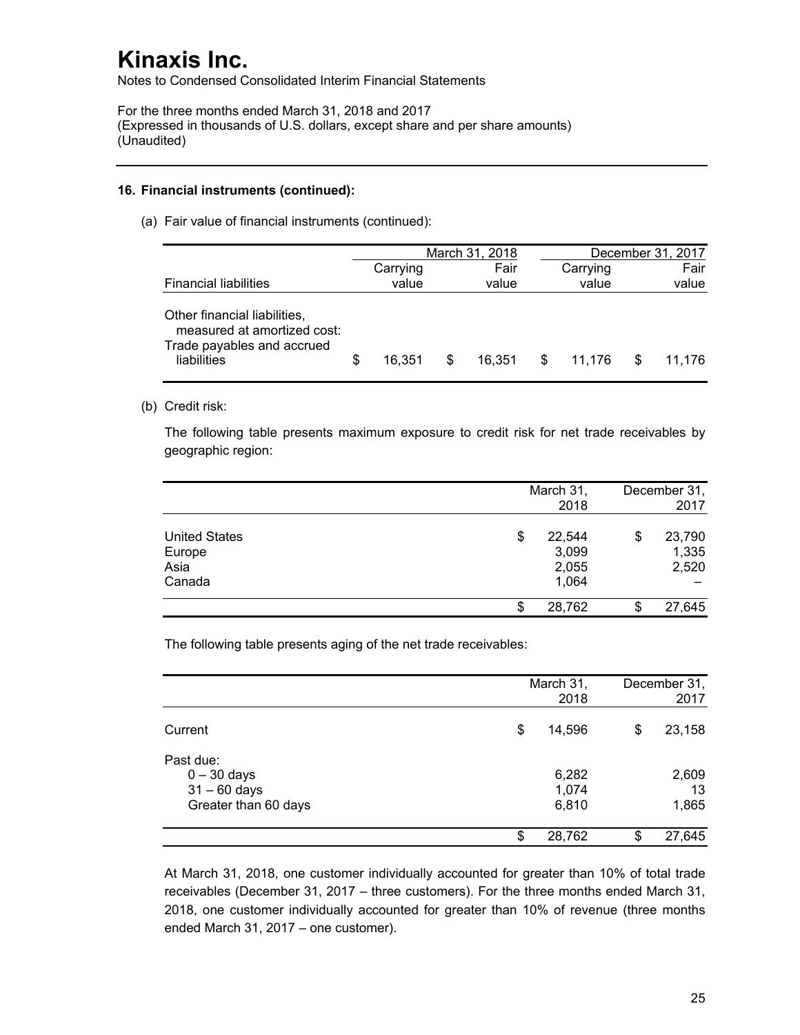# Kinaxis Inc.

Notes to Condensed Consolidated Interim Financial Statements

For the three months ended March 31, 2018 and 2017
(Expressed in thousands of U.S. dollars, except share and per share amounts)
(Unaudited)

**16. Financial instruments (continued):**

(a) Fair value of financial instruments (continued):

| | March 31, 2018 | | December 31, 2017 | |
|---|---|---|---|---|
| Financial liabilities | Carrying value | Fair value | Carrying value | Fair value |
| Other financial liabilities, measured at amortized cost: | | | | |
| Trade payables and accrued liabilities | $ 16,351 | $ 16,351 | $ 11,176 | $ 11,176 |

(b) Credit risk:

The following table presents maximum exposure to credit risk for net trade receivables by geographic region:

| | March 31, 2018 | December 31, 2017 |
|---|---|---|
| United States | $ 22,544 | $ 23,790 |
| Europe | 3,099 | 1,335 |
| Asia | 2,055 | 2,520 |
| Canada | 1,064 | – |
| | $ 28,762 | $ 27,645 |

The following table presents aging of the net trade receivables:

| | March 31, 2018 | December 31, 2017 |
|---|---|---|
| Current | $ 14,596 | $ 23,158 |
| Past due: | | |
| 0 – 30 days | 6,282 | 2,609 |
| 31 – 60 days | 1,074 | 13 |
| Greater than 60 days | 6,810 | 1,865 |
| | $ 28,762 | $ 27,645 |

At March 31, 2018, one customer individually accounted for greater than 10% of total trade receivables (December 31, 2017 – three customers). For the three months ended March 31, 2018, one customer individually accounted for greater than 10% of revenue (three months ended March 31, 2017 – one customer).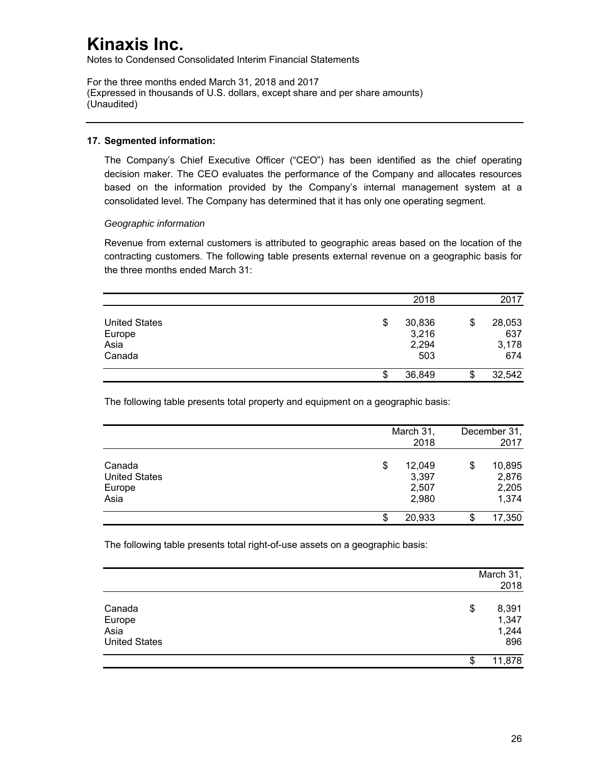# Kinaxis Inc.

Notes to Condensed Consolidated Interim Financial Statements

For the three months ended March 31, 2018 and 2017
(Expressed in thousands of U.S. dollars, except share and per share amounts)
(Unaudited)

## 17. Segmented information:

The Company's Chief Executive Officer ("CEO") has been identified as the chief operating decision maker. The CEO evaluates the performance of the Company and allocates resources based on the information provided by the Company's internal management system at a consolidated level. The Company has determined that it has only one operating segment.

*Geographic information*

Revenue from external customers is attributed to geographic areas based on the location of the contracting customers. The following table presents external revenue on a geographic basis for the three months ended March 31:

| | 2018 | 2017 |
|---|---|---|
| United States | $ 30,836 | $ 28,053 |
| Europe | 3,216 | 637 |
| Asia | 2,294 | 3,178 |
| Canada | 503 | 674 |
| | $ 36,849 | $ 32,542 |

The following table presents total property and equipment on a geographic basis:

| | March 31, 2018 | December 31, 2017 |
|---|---|---|
| Canada | $ 12,049 | $ 10,895 |
| United States | 3,397 | 2,876 |
| Europe | 2,507 | 2,205 |
| Asia | 2,980 | 1,374 |
| | $ 20,933 | $ 17,350 |

The following table presents total right-of-use assets on a geographic basis:

| | March 31, 2018 |
|---|---|
| Canada | $ 8,391 |
| Europe | 1,347 |
| Asia | 1,244 |
| United States | 896 |
| | $ 11,878 |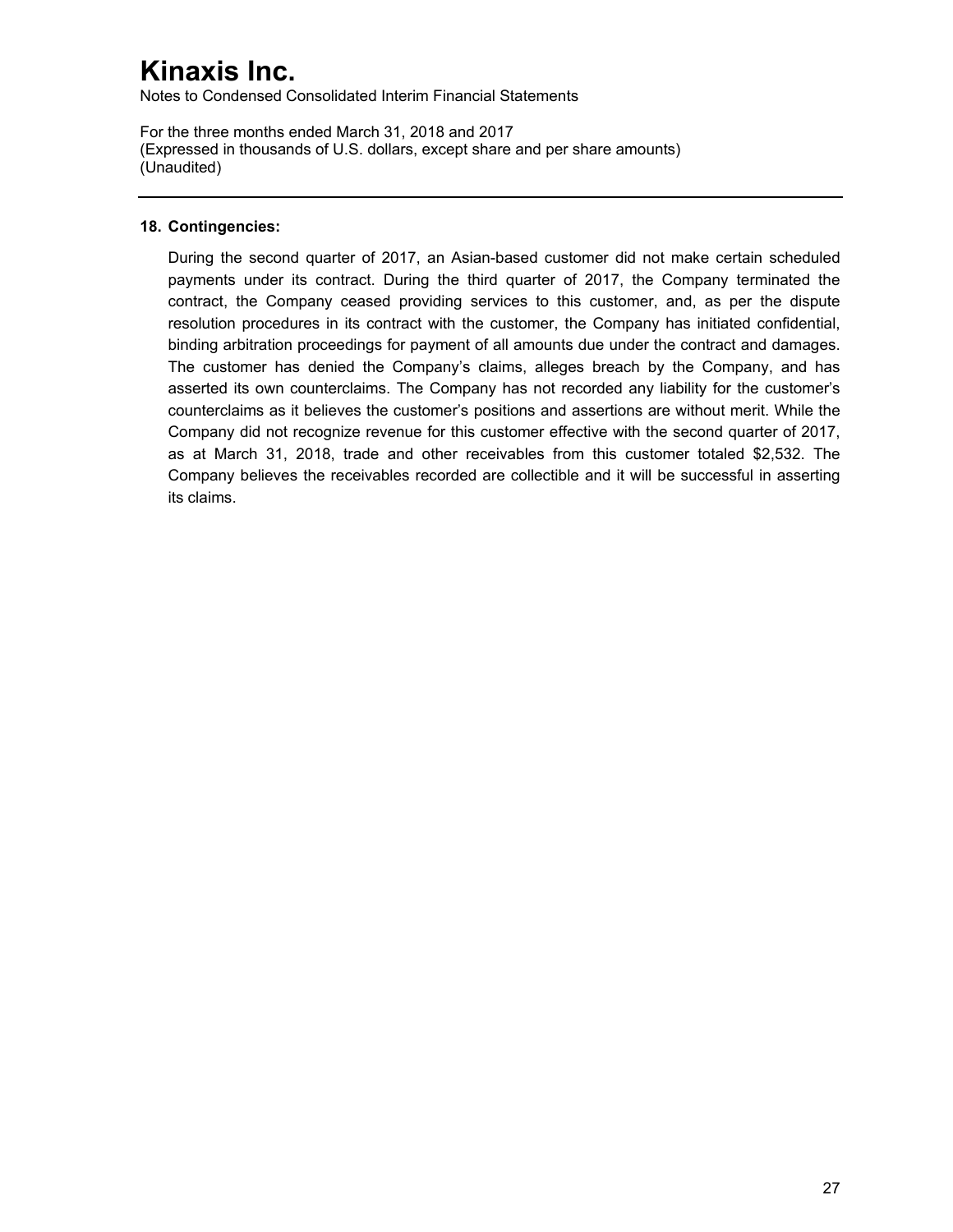# Kinaxis Inc.

Notes to Condensed Consolidated Interim Financial Statements

For the three months ended March 31, 2018 and 2017
(Expressed in thousands of U.S. dollars, except share and per share amounts)
(Unaudited)

---

## 18. Contingencies:

During the second quarter of 2017, an Asian-based customer did not make certain scheduled payments under its contract. During the third quarter of 2017, the Company terminated the contract, the Company ceased providing services to this customer, and, as per the dispute resolution procedures in its contract with the customer, the Company has initiated confidential, binding arbitration proceedings for payment of all amounts due under the contract and damages. The customer has denied the Company's claims, alleges breach by the Company, and has asserted its own counterclaims. The Company has not recorded any liability for the customer's counterclaims as it believes the customer's positions and assertions are without merit. While the Company did not recognize revenue for this customer effective with the second quarter of 2017, as at March 31, 2018, trade and other receivables from this customer totaled $2,532. The Company believes the receivables recorded are collectible and it will be successful in asserting its claims.